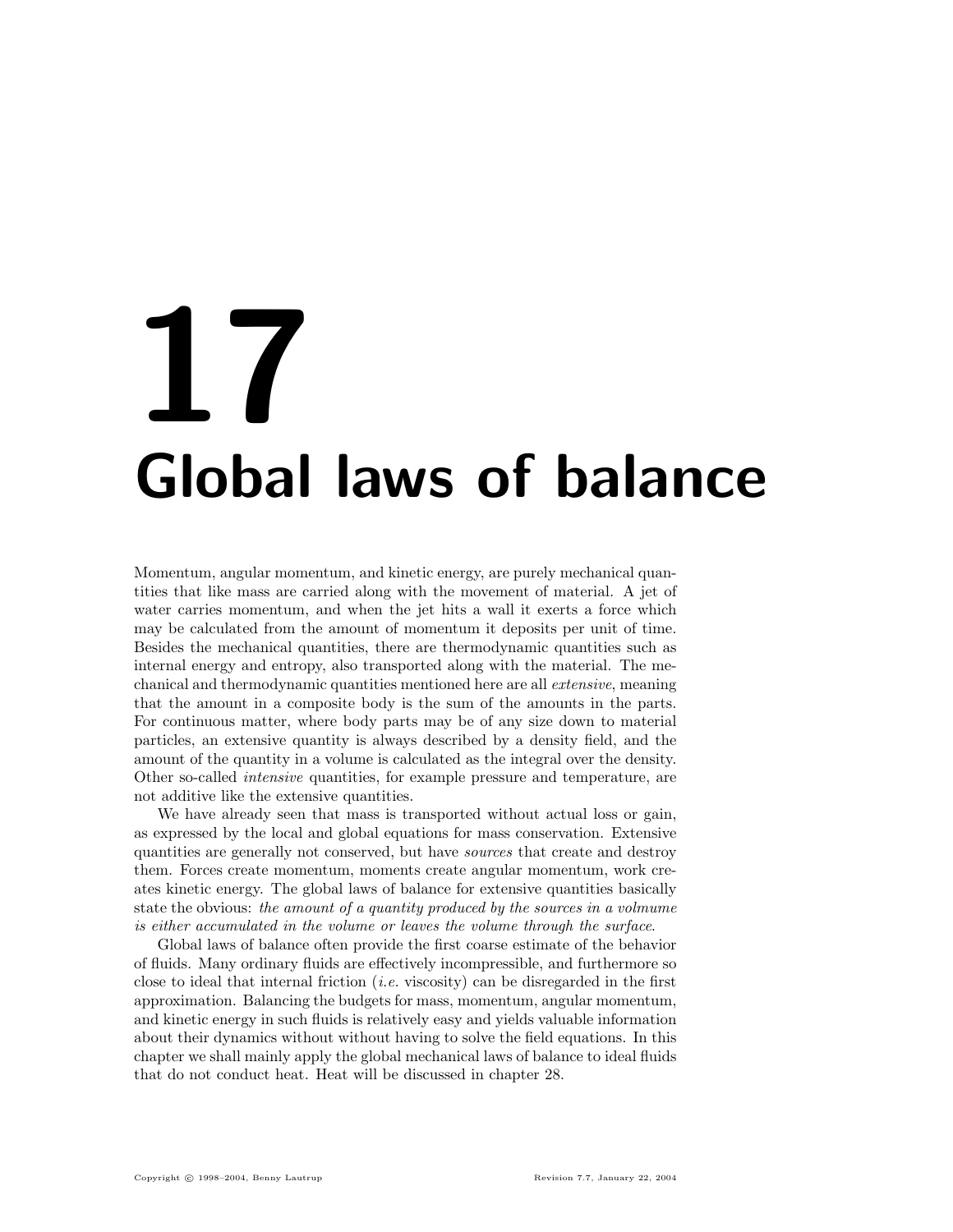# 17 Global laws of balance

Momentum, angular momentum, and kinetic energy, are purely mechanical quantities that like mass are carried along with the movement of material. A jet of water carries momentum, and when the jet hits a wall it exerts a force which may be calculated from the amount of momentum it deposits per unit of time. Besides the mechanical quantities, there are thermodynamic quantities such as internal energy and entropy, also transported along with the material. The mechanical and thermodynamic quantities mentioned here are all *extensive*, meaning that the amount in a composite body is the sum of the amounts in the parts. For continuous matter, where body parts may be of any size down to material particles, an extensive quantity is always described by a density field, and the amount of the quantity in a volume is calculated as the integral over the density. Other so-called *intensive* quantities, for example pressure and temperature, are not additive like the extensive quantities.

We have already seen that mass is transported without actual loss or gain, as expressed by the local and global equations for mass conservation. Extensive quantities are generally not conserved, but have *sources* that create and destroy them. Forces create momentum, moments create angular momentum, work creates kinetic energy. The global laws of balance for extensive quantities basically state the obvious: *the amount of a quantity produced by the sources in a volmume is either accumulated in the volume or leaves the volume through the surface.*

Global laws of balance often provide the first coarse estimate of the behavior of fluids. Many ordinary fluids are effectively incompressible, and furthermore so close to ideal that internal friction (*i.e.* viscosity) can be disregarded in the first approximation. Balancing the budgets for mass, momentum, angular momentum, and kinetic energy in such fluids is relatively easy and yields valuable information about their dynamics without without having to solve the field equations. In this chapter we shall mainly apply the global mechanical laws of balance to ideal fluids that do not conduct heat. Heat will be discussed in chapter 28.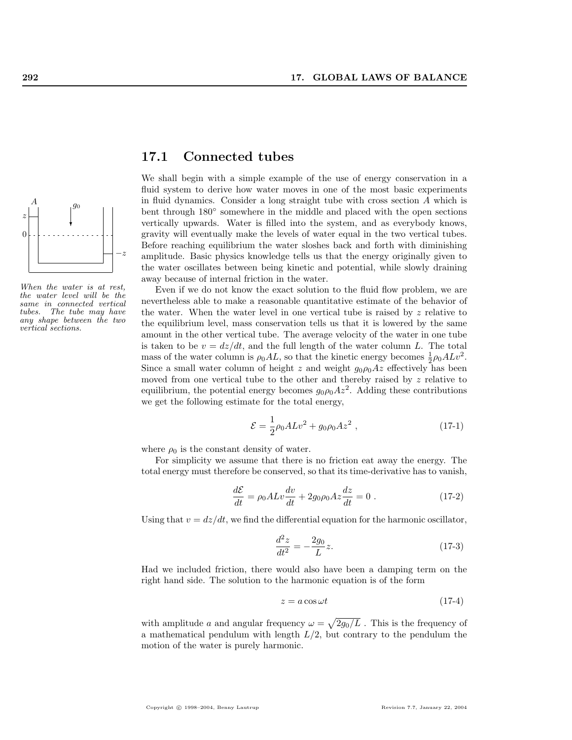## 17.1 Connected tubes

We shall begin with a simple example of the use of energy conservation in a fluid system to derive how water moves in one of the most basic experiments in fluid dynamics. Consider a long straight tube with cross section $A$ which is bent through 180° somewhere in the middle and placed with the open sections vertically upwards. Water is filled into the system, and as everybody knows, gravity will eventually make the levels of water equal in the two vertical tubes. Before reaching equilibrium the water sloshes back and forth with diminishing amplitude. Basic physics knowledge tells us that the energy originally given to the water oscillates between being kinetic and potential, while slowly draining away because of internal friction in the water.

*When the water is at rest, the water level will be the same in connected vertical tubes. The tube may have any shape between the two vertical sections.*

Even if we do not know the exact solution to the fluid flow problem, we are nevertheless able to make a reasonable quantitative estimate of the behavior of the water. When the water level in one vertical tube is raised by $z$ relative to the equilibrium level, mass conservation tells us that it is lowered by the same amount in the other vertical tube. The average velocity of the water in one tube is taken to be $v = dz/dt$, and the full length of the water column $L$. The total mass of the water column is $\rho_0 AL$, so that the kinetic energy becomes $\frac{1}{2}\rho_0 ALv^2$. Since a small water column of height $z$ and weight $g_0\rho_0 Az$ effectively has been moved from one vertical tube to the other and thereby raised by $z$ relative to equilibrium, the potential energy becomes $g_0\rho_0 Az^2$. Adding these contributions we get the following estimate for the total energy,

$$\mathcal{E} = \frac{1}{2}\rho_0 ALv^2 + g_0\rho_0 Az^2 , \tag{17-1}$$

where $\rho_0$ is the constant density of water.

For simplicity we assume that there is no friction eat away the energy. The total energy must therefore be conserved, so that its time-derivative has to vanish,

$$\frac{d\mathcal{E}}{dt} = \rho_0 ALv\frac{dv}{dt} + 2g_0\rho_0 Az\frac{dz}{dt} = 0 . \tag{17-2}$$

Using that $v = dz/dt$, we find the differential equation for the harmonic oscillator,

$$\frac{d^2z}{dt^2} = -\frac{2g_0}{L}z. \tag{17-3}$$

Had we included friction, there would also have been a damping term on the right hand side. The solution to the harmonic equation is of the form

$$z = a\cos\omega t \tag{17-4}$$

with amplitude $a$ and angular frequency $\omega = \sqrt{2g_0/L}$ . This is the frequency of a mathematical pendulum with length $L/2$, but contrary to the pendulum the motion of the water is purely harmonic.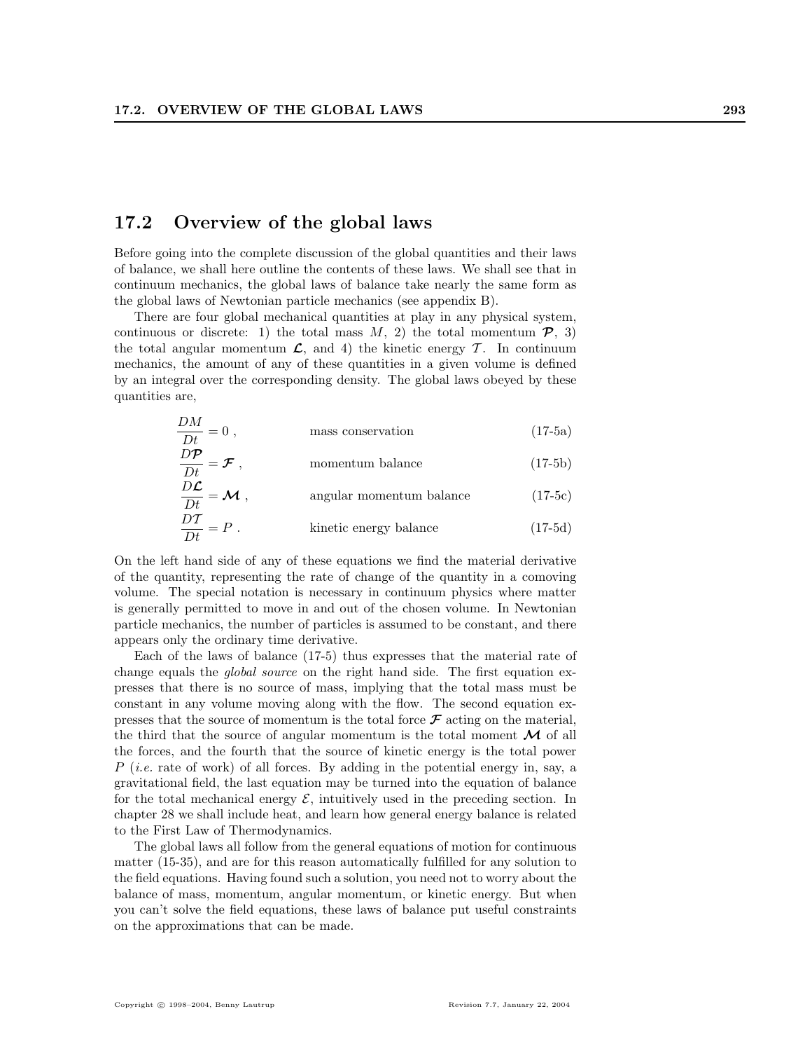## 17.2 Overview of the global laws

Before going into the complete discussion of the global quantities and their laws of balance, we shall here outline the contents of these laws. We shall see that in continuum mechanics, the global laws of balance take nearly the same form as the global laws of Newtonian particle mechanics (see appendix B).

There are four global mechanical quantities at play in any physical system, continuous or discrete: 1) the total mass $M$, 2) the total momentum $\boldsymbol{\mathcal{P}}$, 3) the total angular momentum $\boldsymbol{\mathcal{L}}$, and 4) the kinetic energy $\mathcal{T}$. In continuum mechanics, the amount of any of these quantities in a given volume is defined by an integral over the corresponding density. The global laws obeyed by these quantities are,

$$\frac{DM}{Dt} = 0 \,, \qquad \text{mass conservation} \tag{17-5a}$$

$$\frac{D\boldsymbol{\mathcal{P}}}{Dt} = \boldsymbol{\mathcal{F}} \,, \qquad \text{momentum balance} \tag{17-5b}$$

$$\frac{D\boldsymbol{\mathcal{L}}}{Dt} = \boldsymbol{\mathcal{M}} \,, \qquad \text{angular momentum balance} \tag{17-5c}$$

$$\frac{D\mathcal{T}}{Dt} = P \,. \qquad \text{kinetic energy balance} \tag{17-5d}$$

On the left hand side of any of these equations we find the material derivative of the quantity, representing the rate of change of the quantity in a comoving volume. The special notation is necessary in continuum physics where matter is generally permitted to move in and out of the chosen volume. In Newtonian particle mechanics, the number of particles is assumed to be constant, and there appears only the ordinary time derivative.

Each of the laws of balance (17-5) thus expresses that the material rate of change equals the *global source* on the right hand side. The first equation expresses that there is no source of mass, implying that the total mass must be constant in any volume moving along with the flow. The second equation expresses that the source of momentum is the total force $\boldsymbol{\mathcal{F}}$ acting on the material, the third that the source of angular momentum is the total moment $\boldsymbol{\mathcal{M}}$ of all the forces, and the fourth that the source of kinetic energy is the total power $P$ (*i.e.* rate of work) of all forces. By adding in the potential energy in, say, a gravitational field, the last equation may be turned into the equation of balance for the total mechanical energy $\mathcal{E}$, intuitively used in the preceding section. In chapter 28 we shall include heat, and learn how general energy balance is related to the First Law of Thermodynamics.

The global laws all follow from the general equations of motion for continuous matter (15-35), and are for this reason automatically fulfilled for any solution to the field equations. Having found such a solution, you need not to worry about the balance of mass, momentum, angular momentum, or kinetic energy. But when you can't solve the field equations, these laws of balance put useful constraints on the approximations that can be made.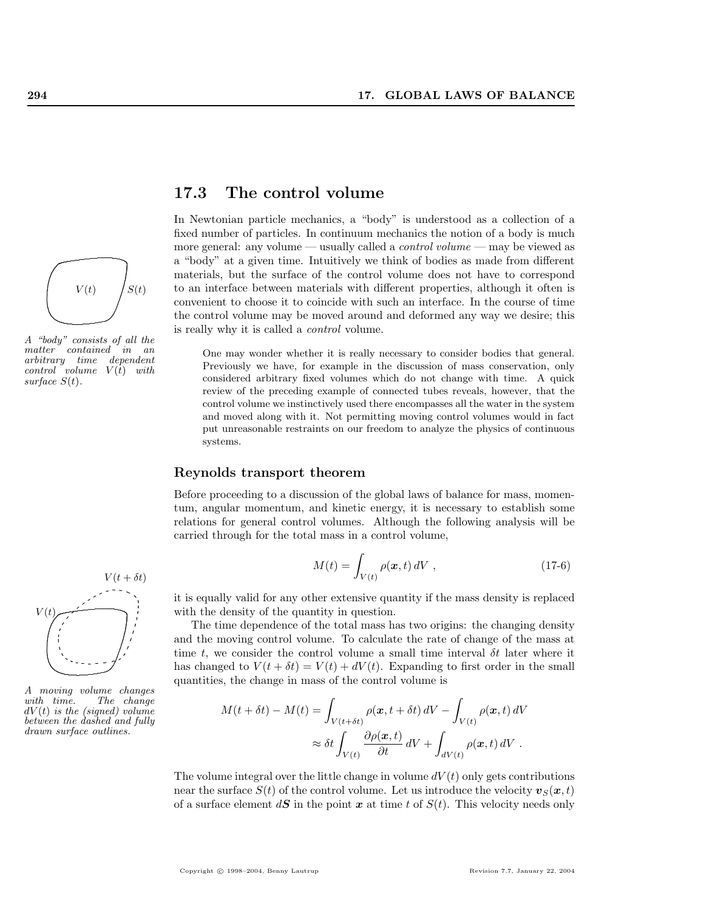## 17.3 The control volume

In Newtonian particle mechanics, a "body" is understood as a collection of a fixed number of particles. In continuum mechanics the notion of a body is much more general: any volume — usually called a *control volume* — may be viewed as a "body" at a given time. Intuitively we think of bodies as made from different materials, but the surface of the control volume does not have to correspond to an interface between materials with different properties, although it often is convenient to choose it to coincide with such an interface. In the course of time the control volume may be moved around and deformed any way we desire; this is really why it is called a *control* volume.

*A "body" consists of all the matter contained in an arbitrary time dependent control volume $V(t)$ with surface $S(t)$.*

> One may wonder whether it is really necessary to consider bodies that general. Previously we have, for example in the discussion of mass conservation, only considered arbitrary fixed volumes which do not change with time. A quick review of the preceding example of connected tubes reveals, however, that the control volume we instinctively used there encompasses all the water in the system and moved along with it. Not permitting moving control volumes would in fact put unreasonable restraints on our freedom to analyze the physics of continuous systems.

### Reynolds transport theorem

Before proceeding to a discussion of the global laws of balance for mass, momentum, angular momentum, and kinetic energy, it is necessary to establish some relations for general control volumes. Although the following analysis will be carried through for the total mass in a control volume,

$$M(t) = \int_{V(t)} \rho(\boldsymbol{x}, t)\, dV \ , \tag{17-6}$$

it is equally valid for any other extensive quantity if the mass density is replaced with the density of the quantity in question.

The time dependence of the total mass has two origins: the changing density and the moving control volume. To calculate the rate of change of the mass at time $t$, we consider the control volume a small time interval $\delta t$ later where it has changed to $V(t + \delta t) = V(t) + dV(t)$. Expanding to first order in the small quantities, the change in mass of the control volume is

*A moving volume changes with time. The change $dV(t)$ is the (signed) volume between the dashed and fully drawn surface outlines.*

$$\begin{aligned} M(t+\delta t) - M(t) &= \int_{V(t+\delta t)} \rho(\boldsymbol{x}, t+\delta t)\, dV - \int_{V(t)} \rho(\boldsymbol{x}, t)\, dV \\ &\approx \delta t \int_{V(t)} \frac{\partial \rho(\boldsymbol{x}, t)}{\partial t}\, dV + \int_{dV(t)} \rho(\boldsymbol{x}, t)\, dV \ . \end{aligned}$$

The volume integral over the little change in volume $dV(t)$ only gets contributions near the surface $S(t)$ of the control volume. Let us introduce the velocity $\boldsymbol{v}_S(\boldsymbol{x}, t)$ of a surface element $d\boldsymbol{S}$ in the point $\boldsymbol{x}$ at time $t$ of $S(t)$. This velocity needs only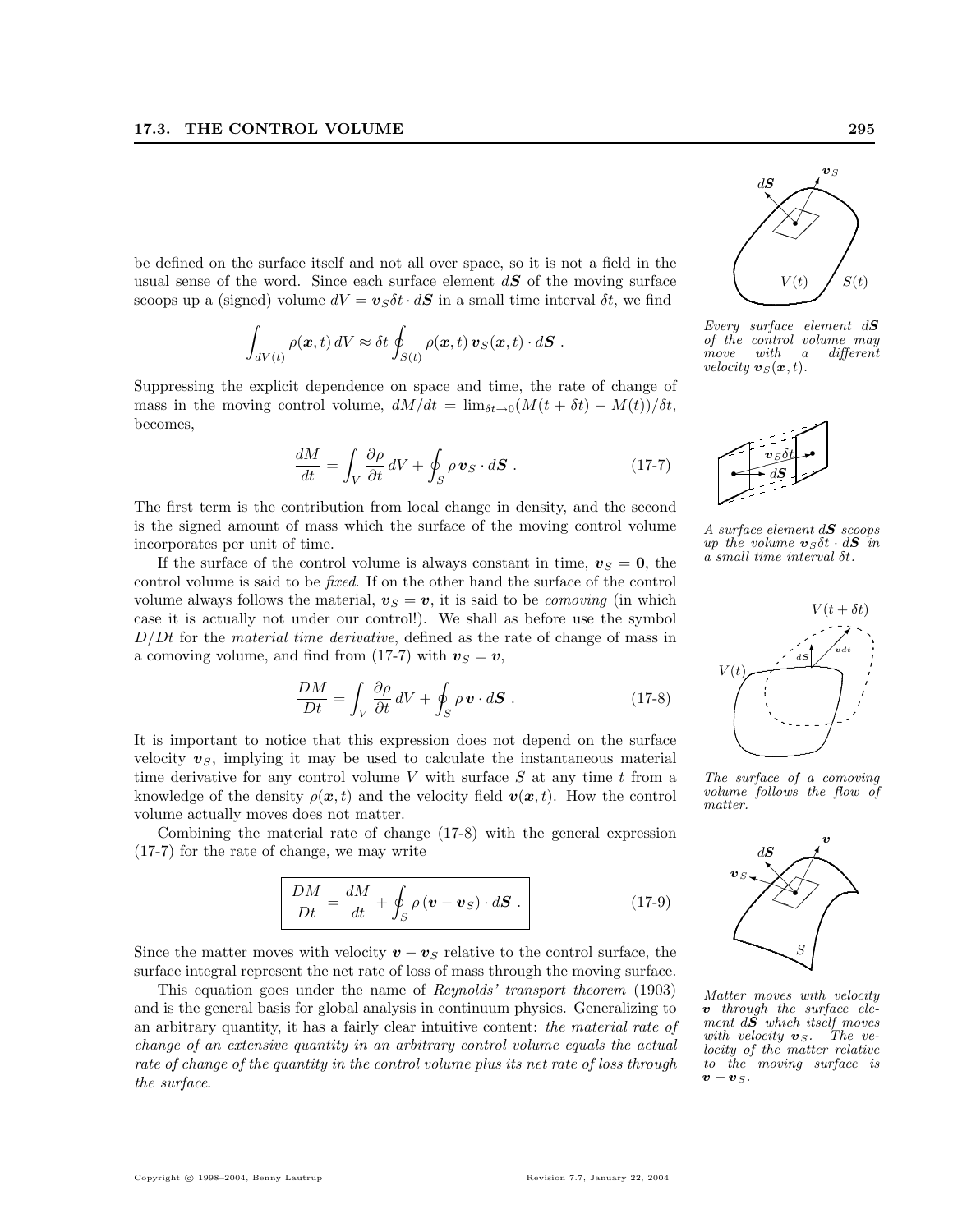be defined on the surface itself and not all over space, so it is not a field in the usual sense of the word. Since each surface element $d\boldsymbol{S}$ of the moving surface scoops up a (signed) volume $dV = \boldsymbol{v}_S \delta t \cdot d\boldsymbol{S}$ in a small time interval $\delta t$, we find

$$\int_{dV(t)} \rho(\boldsymbol{x}, t)\, dV \approx \delta t \oint_{S(t)} \rho(\boldsymbol{x}, t)\, \boldsymbol{v}_S(\boldsymbol{x}, t) \cdot d\boldsymbol{S} \; .$$

*Every surface element $d\boldsymbol{S}$ of the control volume may move with a different velocity $\boldsymbol{v}_S(\boldsymbol{x}, t)$.*

Suppressing the explicit dependence on space and time, the rate of change of mass in the moving control volume, $dM/dt = \lim_{\delta t \to 0}(M(t + \delta t) - M(t))/\delta t$, becomes,

$$\frac{dM}{dt} = \int_V \frac{\partial \rho}{\partial t}\, dV + \oint_S \rho\, \boldsymbol{v}_S \cdot d\boldsymbol{S} \; . \tag{17-7}$$

*A surface element $d\boldsymbol{S}$ scoops up the volume $\boldsymbol{v}_S \delta t \cdot d\boldsymbol{S}$ in a small time interval $\delta t$.*

The first term is the contribution from local change in density, and the second is the signed amount of mass which the surface of the moving control volume incorporates per unit of time.

If the surface of the control volume is always constant in time, $\boldsymbol{v}_S = \boldsymbol{0}$, the control volume is said to be *fixed*. If on the other hand the surface of the control volume always follows the material, $\boldsymbol{v}_S = \boldsymbol{v}$, it is said to be *comoving* (in which case it is actually not under our control!). We shall as before use the symbol $D/Dt$ for the *material time derivative*, defined as the rate of change of mass in a comoving volume, and find from (17-7) with $\boldsymbol{v}_S = \boldsymbol{v}$,

$$\frac{DM}{Dt} = \int_V \frac{\partial \rho}{\partial t}\, dV + \oint_S \rho\, \boldsymbol{v} \cdot d\boldsymbol{S} \; . \tag{17-8}$$

*The surface of a comoving volume follows the flow of matter.*

It is important to notice that this expression does not depend on the surface velocity $\boldsymbol{v}_S$, implying it may be used to calculate the instantaneous material time derivative for any control volume $V$ with surface $S$ at any time $t$ from a knowledge of the density $\rho(\boldsymbol{x}, t)$ and the velocity field $\boldsymbol{v}(\boldsymbol{x}, t)$. How the control volume actually moves does not matter.

Combining the material rate of change (17-8) with the general expression (17-7) for the rate of change, we may write

$$\boxed{\frac{DM}{Dt} = \frac{dM}{dt} + \oint_S \rho\, (\boldsymbol{v} - \boldsymbol{v}_S) \cdot d\boldsymbol{S} \; .} \tag{17-9}$$

Since the matter moves with velocity $\boldsymbol{v} - \boldsymbol{v}_S$ relative to the control surface, the surface integral represent the net rate of loss of mass through the moving surface.

*Matter moves with velocity $\boldsymbol{v}$ through the surface element $d\boldsymbol{S}$ which itself moves with velocity $\boldsymbol{v}_S$. The velocity of the matter relative to the moving surface is $\boldsymbol{v} - \boldsymbol{v}_S$.*

This equation goes under the name of *Reynolds' transport theorem* (1903) and is the general basis for global analysis in continuum physics. Generalizing to an arbitrary quantity, it has a fairly clear intuitive content: *the material rate of change of an extensive quantity in an arbitrary control volume equals the actual rate of change of the quantity in the control volume plus its net rate of loss through the surface.*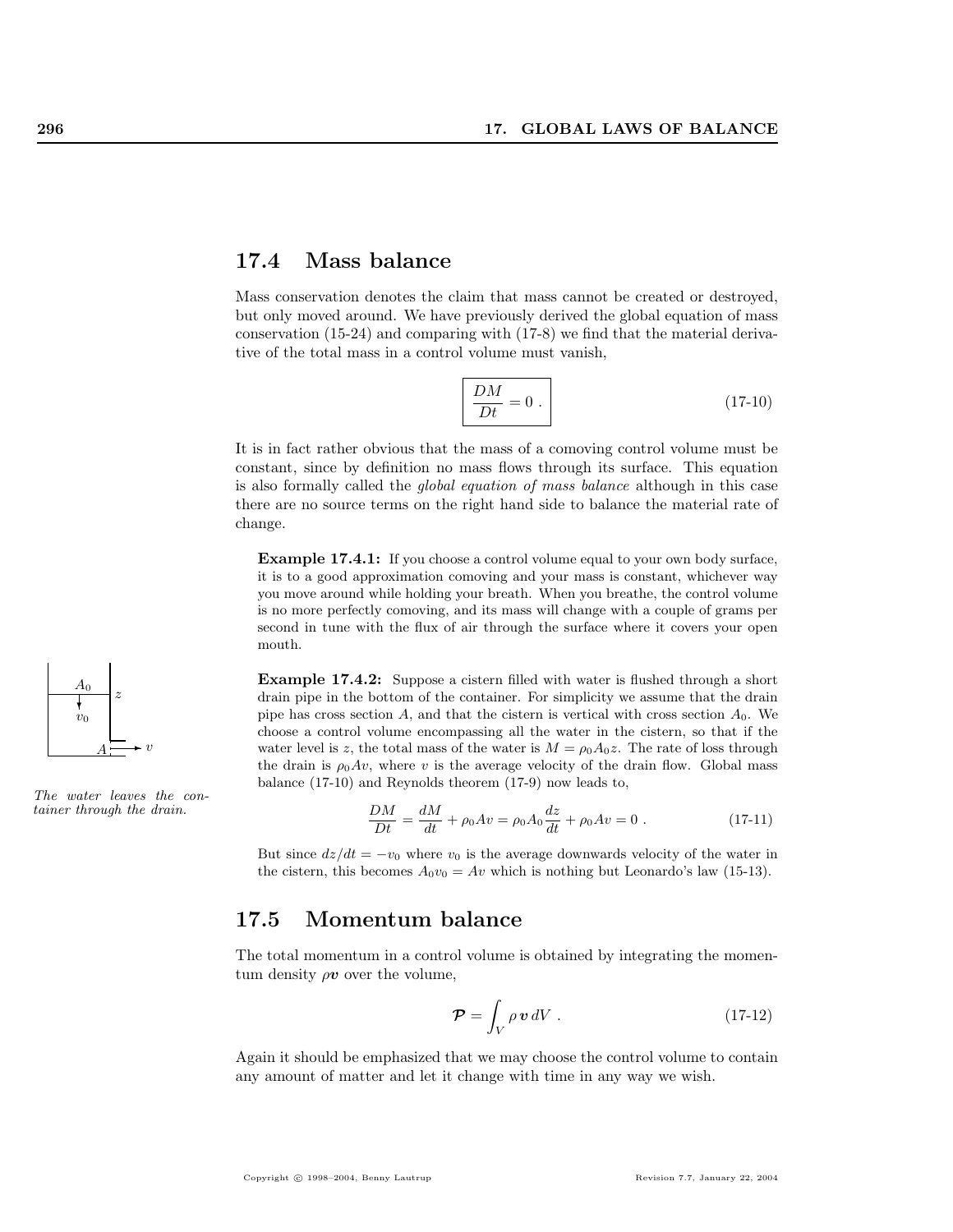## 17.4 Mass balance

Mass conservation denotes the claim that mass cannot be created or destroyed, but only moved around. We have previously derived the global equation of mass conservation (15-24) and comparing with (17-8) we find that the material derivative of the total mass in a control volume must vanish,

$$\boxed{\frac{DM}{Dt} = 0 \ .} \tag{17-10}$$

It is in fact rather obvious that the mass of a comoving control volume must be constant, since by definition no mass flows through its surface. This equation is also formally called the *global equation of mass balance* although in this case there are no source terms on the right hand side to balance the material rate of change.

**Example 17.4.1:** If you choose a control volume equal to your own body surface, it is to a good approximation comoving and your mass is constant, whichever way you move around while holding your breath. When you breathe, the control volume is no more perfectly comoving, and its mass will change with a couple of grams per second in tune with the flux of air through the surface where it covers your open mouth.

*The water leaves the container through the drain.*

**Example 17.4.2:** Suppose a cistern filled with water is flushed through a short drain pipe in the bottom of the container. For simplicity we assume that the drain pipe has cross section $A$, and that the cistern is vertical with cross section $A_0$. We choose a control volume encompassing all the water in the cistern, so that if the water level is $z$, the total mass of the water is $M = \rho_0 A_0 z$. The rate of loss through the drain is $\rho_0 A v$, where $v$ is the average velocity of the drain flow. Global mass balance (17-10) and Reynolds theorem (17-9) now leads to,

$$\frac{DM}{Dt} = \frac{dM}{dt} + \rho_0 A v = \rho_0 A_0 \frac{dz}{dt} + \rho_0 A v = 0 \ . \tag{17-11}$$

But since $dz/dt = -v_0$ where $v_0$ is the average downwards velocity of the water in the cistern, this becomes $A_0 v_0 = A v$ which is nothing but Leonardo's law (15-13).

## 17.5 Momentum balance

The total momentum in a control volume is obtained by integrating the momentum density $\rho \boldsymbol{v}$ over the volume,

$$\boldsymbol{\mathcal{P}} = \int_V \rho \, \boldsymbol{v} \, dV \ . \tag{17-12}$$

Again it should be emphasized that we may choose the control volume to contain any amount of matter and let it change with time in any way we wish.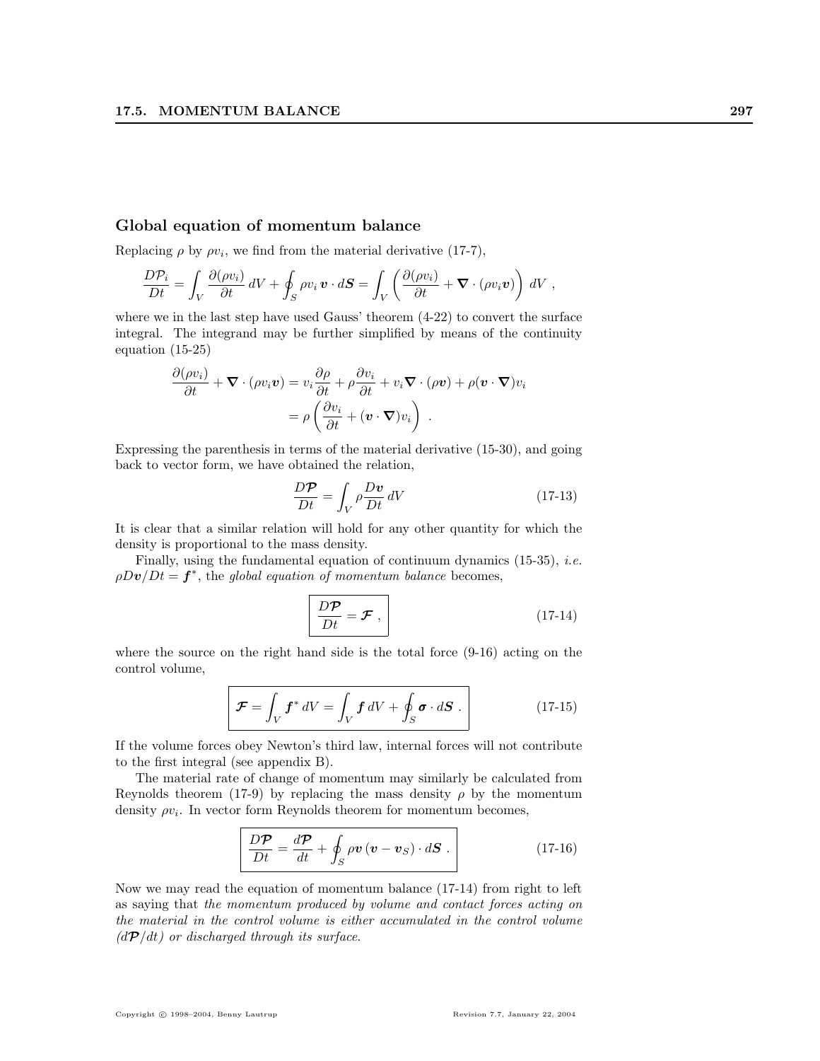### Global equation of momentum balance

Replacing $\rho$ by $\rho v_i$, we find from the material derivative (17-7),

$$\frac{D\mathcal{P}_i}{Dt} = \int_V \frac{\partial(\rho v_i)}{\partial t}\, dV + \oint_S \rho v_i\, \boldsymbol{v} \cdot d\boldsymbol{S} = \int_V \left( \frac{\partial(\rho v_i)}{\partial t} + \boldsymbol{\nabla} \cdot (\rho v_i \boldsymbol{v}) \right) dV \ ,$$

where we in the last step have used Gauss' theorem (4-22) to convert the surface integral. The integrand may be further simplified by means of the continuity equation (15-25)

$$\begin{aligned}\frac{\partial(\rho v_i)}{\partial t} + \boldsymbol{\nabla} \cdot (\rho v_i \boldsymbol{v}) &= v_i \frac{\partial \rho}{\partial t} + \rho \frac{\partial v_i}{\partial t} + v_i \boldsymbol{\nabla} \cdot (\rho \boldsymbol{v}) + \rho (\boldsymbol{v} \cdot \boldsymbol{\nabla}) v_i \\ &= \rho \left( \frac{\partial v_i}{\partial t} + (\boldsymbol{v} \cdot \boldsymbol{\nabla}) v_i \right) \ .\end{aligned}$$

Expressing the parenthesis in terms of the material derivative (15-30), and going back to vector form, we have obtained the relation,

$$\frac{D\boldsymbol{\mathcal{P}}}{Dt} = \int_V \rho \frac{D\boldsymbol{v}}{Dt}\, dV \tag{17-13}$$

It is clear that a similar relation will hold for any other quantity for which the density is proportional to the mass density.

Finally, using the fundamental equation of continuum dynamics (15-35), *i.e.* $\rho D\boldsymbol{v}/Dt = \boldsymbol{f}^*$, the *global equation of momentum balance* becomes,

$$\boxed{\frac{D\boldsymbol{\mathcal{P}}}{Dt} = \boldsymbol{\mathcal{F}} \ ,} \tag{17-14}$$

where the source on the right hand side is the total force (9-16) acting on the control volume,

$$\boxed{\boldsymbol{\mathcal{F}} = \int_V \boldsymbol{f}^*\, dV = \int_V \boldsymbol{f}\, dV + \oint_S \boldsymbol{\sigma} \cdot d\boldsymbol{S} \ .} \tag{17-15}$$

If the volume forces obey Newton's third law, internal forces will not contribute to the first integral (see appendix B).

The material rate of change of momentum may similarly be calculated from Reynolds theorem (17-9) by replacing the mass density $\rho$ by the momentum density $\rho v_i$. In vector form Reynolds theorem for momentum becomes,

$$\boxed{\frac{D\boldsymbol{\mathcal{P}}}{Dt} = \frac{d\boldsymbol{\mathcal{P}}}{dt} + \oint_S \rho \boldsymbol{v}\, (\boldsymbol{v} - \boldsymbol{v}_S) \cdot d\boldsymbol{S} \ .} \tag{17-16}$$

Now we may read the equation of momentum balance (17-14) from right to left as saying that *the momentum produced by volume and contact forces acting on the material in the control volume is either accumulated in the control volume ($d\boldsymbol{\mathcal{P}}/dt$) or discharged through its surface.*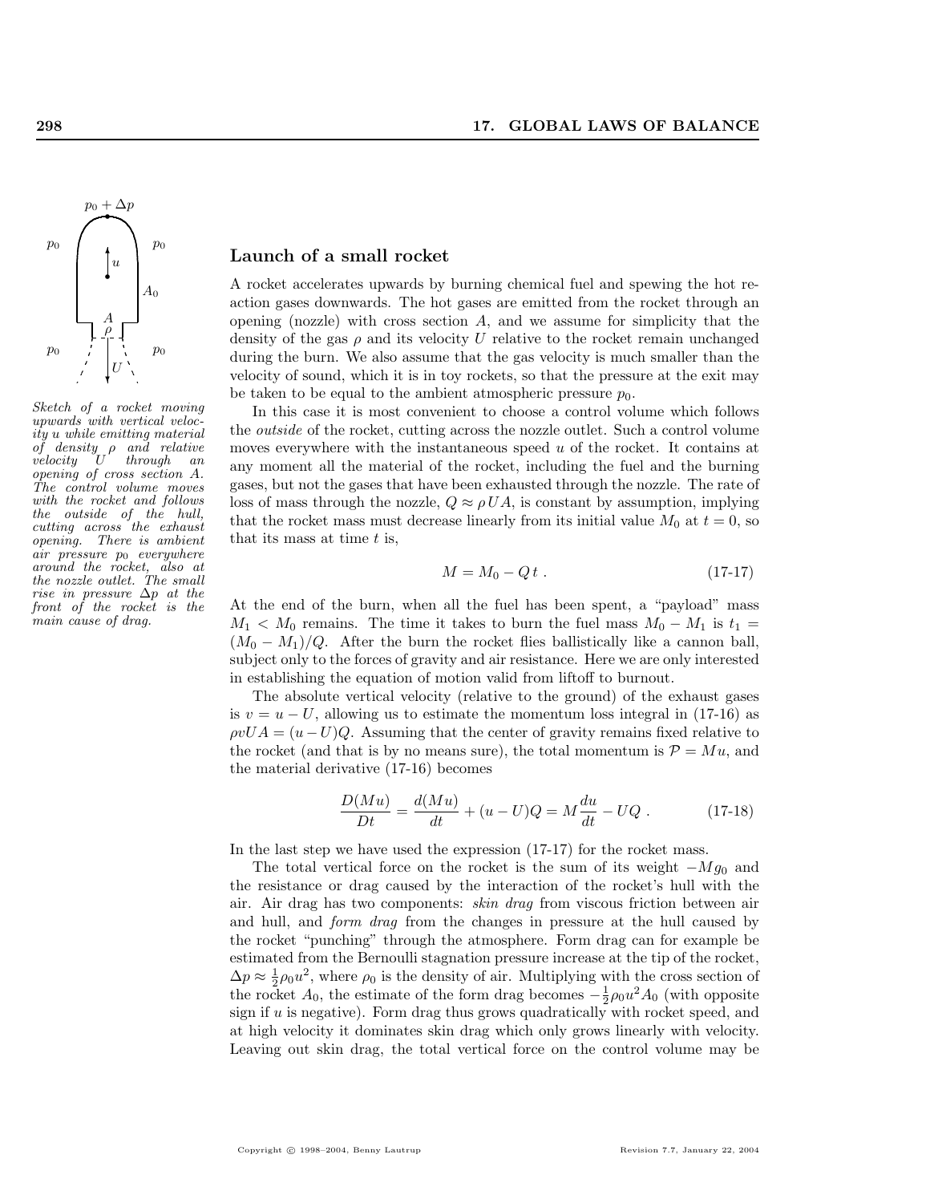## Launch of a small rocket

*Sketch of a rocket moving upwards with vertical velocity u while emitting material of density ρ and relative velocity U through an opening of cross section A. The control volume moves with the rocket and follows the outside of the hull, cutting across the exhaust opening. There is ambient air pressure $p_0$ everywhere around the rocket, also at the nozzle outlet. The small rise in pressure Δp at the front of the rocket is the main cause of drag.*

A rocket accelerates upwards by burning chemical fuel and spewing the hot reaction gases downwards. The hot gases are emitted from the rocket through an opening (nozzle) with cross section $A$, and we assume for simplicity that the density of the gas $\rho$ and its velocity $U$ relative to the rocket remain unchanged during the burn. We also assume that the gas velocity is much smaller than the velocity of sound, which it is in toy rockets, so that the pressure at the exit may be taken to be equal to the ambient atmospheric pressure $p_0$.

In this case it is most convenient to choose a control volume which follows the *outside* of the rocket, cutting across the nozzle outlet. Such a control volume moves everywhere with the instantaneous speed $u$ of the rocket. It contains at any moment all the material of the rocket, including the fuel and the burning gases, but not the gases that have been exhausted through the nozzle. The rate of loss of mass through the nozzle, $Q \approx \rho U A$, is constant by assumption, implying that the rocket mass must decrease linearly from its initial value $M_0$ at $t = 0$, so that its mass at time $t$ is,

$$M = M_0 - Q\,t\,. \tag{17-17}$$

At the end of the burn, when all the fuel has been spent, a "payload" mass $M_1 < M_0$ remains. The time it takes to burn the fuel mass $M_0 - M_1$ is $t_1 = (M_0 - M_1)/Q$. After the burn the rocket flies ballistically like a cannon ball, subject only to the forces of gravity and air resistance. Here we are only interested in establishing the equation of motion valid from liftoff to burnout.

The absolute vertical velocity (relative to the ground) of the exhaust gases is $v = u - U$, allowing us to estimate the momentum loss integral in (17-16) as $\rho v U A = (u - U)Q$. Assuming that the center of gravity remains fixed relative to the rocket (and that is by no means sure), the total momentum is $\mathcal{P} = Mu$, and the material derivative (17-16) becomes

$$\frac{D(Mu)}{Dt} = \frac{d(Mu)}{dt} + (u - U)Q = M\frac{du}{dt} - UQ\,. \tag{17-18}$$

In the last step we have used the expression (17-17) for the rocket mass.

The total vertical force on the rocket is the sum of its weight $-Mg_0$ and the resistance or drag caused by the interaction of the rocket's hull with the air. Air drag has two components: *skin drag* from viscous friction between air and hull, and *form drag* from the changes in pressure at the hull caused by the rocket "punching" through the atmosphere. Form drag can for example be estimated from the Bernoulli stagnation pressure increase at the tip of the rocket, $\Delta p \approx \frac{1}{2}\rho_0 u^2$, where $\rho_0$ is the density of air. Multiplying with the cross section of the rocket $A_0$, the estimate of the form drag becomes $-\frac{1}{2}\rho_0 u^2 A_0$ (with opposite sign if $u$ is negative). Form drag thus grows quadratically with rocket speed, and at high velocity it dominates skin drag which only grows linearly with velocity. Leaving out skin drag, the total vertical force on the control volume may be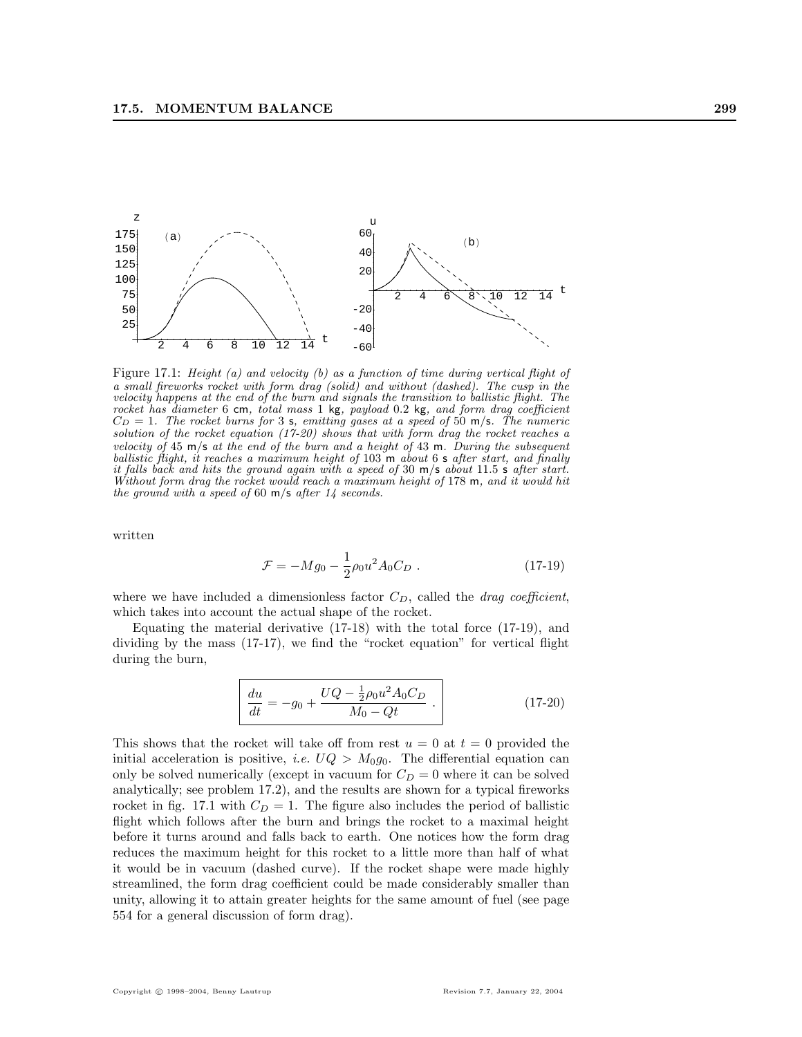Figure 17.1: *Height (a) and velocity (b) as a function of time during vertical flight of a small fireworks rocket with form drag (solid) and without (dashed). The cusp in the velocity happens at the end of the burn and signals the transition to ballistic flight. The rocket has diameter* 6 cm*, total mass* 1 kg*, payload* 0.2 kg*, and form drag coefficient* $C_D = 1$*. The rocket burns for* 3 s*, emitting gases at a speed of* 50 m/s*. The numeric solution of the rocket equation (17-20) shows that with form drag the rocket reaches a velocity of* 45 m/s *at the end of the burn and a height of* 43 m*. During the subsequent ballistic flight, it reaches a maximum height of* 103 m *about* 6 s *after start, and finally it falls back and hits the ground again with a speed of* 30 m/s *about* 11.5 s *after start. Without form drag the rocket would reach a maximum height of* 178 m*, and it would hit the ground with a speed of* 60 m/s *after 14 seconds.*

written

$$\mathcal{F} = -Mg_0 - \frac{1}{2}\rho_0 u^2 A_0 C_D \ . \tag{17-19}$$

where we have included a dimensionless factor $C_D$, called the *drag coefficient*, which takes into account the actual shape of the rocket.

Equating the material derivative (17-18) with the total force (17-19), and dividing by the mass (17-17), we find the "rocket equation" for vertical flight during the burn,

$$\boxed{\frac{du}{dt} = -g_0 + \frac{UQ - \frac{1}{2}\rho_0 u^2 A_0 C_D}{M_0 - Qt} \ .} \tag{17-20}$$

This shows that the rocket will take off from rest $u = 0$ at $t = 0$ provided the initial acceleration is positive, *i.e.* $UQ > M_0 g_0$. The differential equation can only be solved numerically (except in vacuum for $C_D = 0$ where it can be solved analytically; see problem 17.2), and the results are shown for a typical fireworks rocket in fig. 17.1 with $C_D = 1$. The figure also includes the period of ballistic flight which follows after the burn and brings the rocket to a maximal height before it turns around and falls back to earth. One notices how the form drag reduces the maximum height for this rocket to a little more than half of what it would be in vacuum (dashed curve). If the rocket shape were made highly streamlined, the form drag coefficient could be made considerably smaller than unity, allowing it to attain greater heights for the same amount of fuel (see page 554 for a general discussion of form drag).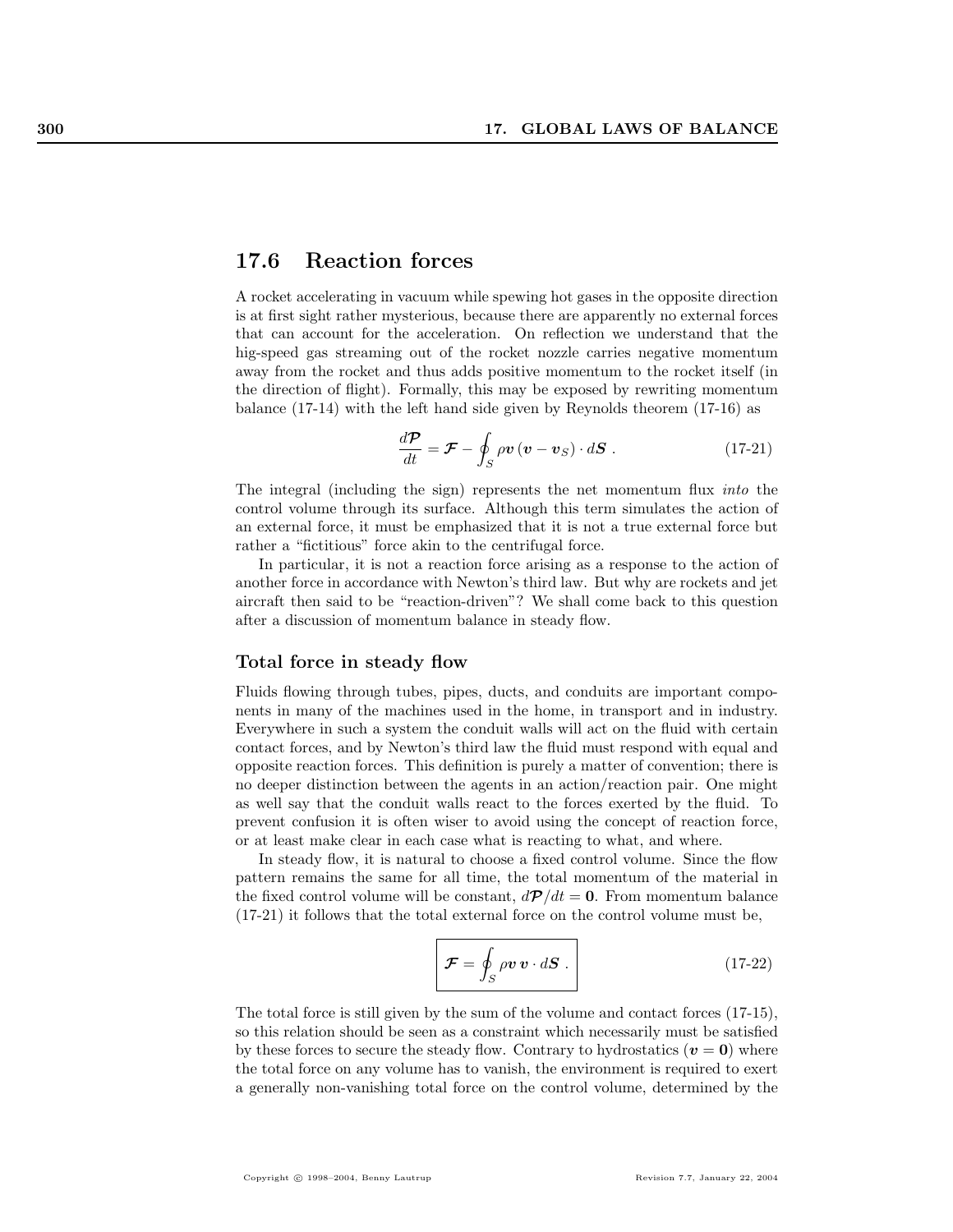## 17.6 Reaction forces

A rocket accelerating in vacuum while spewing hot gases in the opposite direction is at first sight rather mysterious, because there are apparently no external forces that can account for the acceleration. On reflection we understand that the hig-speed gas streaming out of the rocket nozzle carries negative momentum away from the rocket and thus adds positive momentum to the rocket itself (in the direction of flight). Formally, this may be exposed by rewriting momentum balance (17-14) with the left hand side given by Reynolds theorem (17-16) as

$$\frac{d\boldsymbol{\mathcal{P}}}{dt} = \boldsymbol{\mathcal{F}} - \oint_S \rho \boldsymbol{v} \, (\boldsymbol{v} - \boldsymbol{v}_S) \cdot d\boldsymbol{S} \; . \tag{17-21}$$

The integral (including the sign) represents the net momentum flux *into* the control volume through its surface. Although this term simulates the action of an external force, it must be emphasized that it is not a true external force but rather a "fictitious" force akin to the centrifugal force.

In particular, it is not a reaction force arising as a response to the action of another force in accordance with Newton's third law. But why are rockets and jet aircraft then said to be "reaction-driven"? We shall come back to this question after a discussion of momentum balance in steady flow.

### Total force in steady flow

Fluids flowing through tubes, pipes, ducts, and conduits are important components in many of the machines used in the home, in transport and in industry. Everywhere in such a system the conduit walls will act on the fluid with certain contact forces, and by Newton's third law the fluid must respond with equal and opposite reaction forces. This definition is purely a matter of convention; there is no deeper distinction between the agents in an action/reaction pair. One might as well say that the conduit walls react to the forces exerted by the fluid. To prevent confusion it is often wiser to avoid using the concept of reaction force, or at least make clear in each case what is reacting to what, and where.

In steady flow, it is natural to choose a fixed control volume. Since the flow pattern remains the same for all time, the total momentum of the material in the fixed control volume will be constant, $d\boldsymbol{\mathcal{P}}/dt = \boldsymbol{0}$. From momentum balance (17-21) it follows that the total external force on the control volume must be,

$$\boxed{\boldsymbol{\mathcal{F}} = \oint_S \rho \boldsymbol{v} \, \boldsymbol{v} \cdot d\boldsymbol{S} \; .} \tag{17-22}$$

The total force is still given by the sum of the volume and contact forces (17-15), so this relation should be seen as a constraint which necessarily must be satisfied by these forces to secure the steady flow. Contrary to hydrostatics ($\boldsymbol{v} = \boldsymbol{0}$) where the total force on any volume has to vanish, the environment is required to exert a generally non-vanishing total force on the control volume, determined by the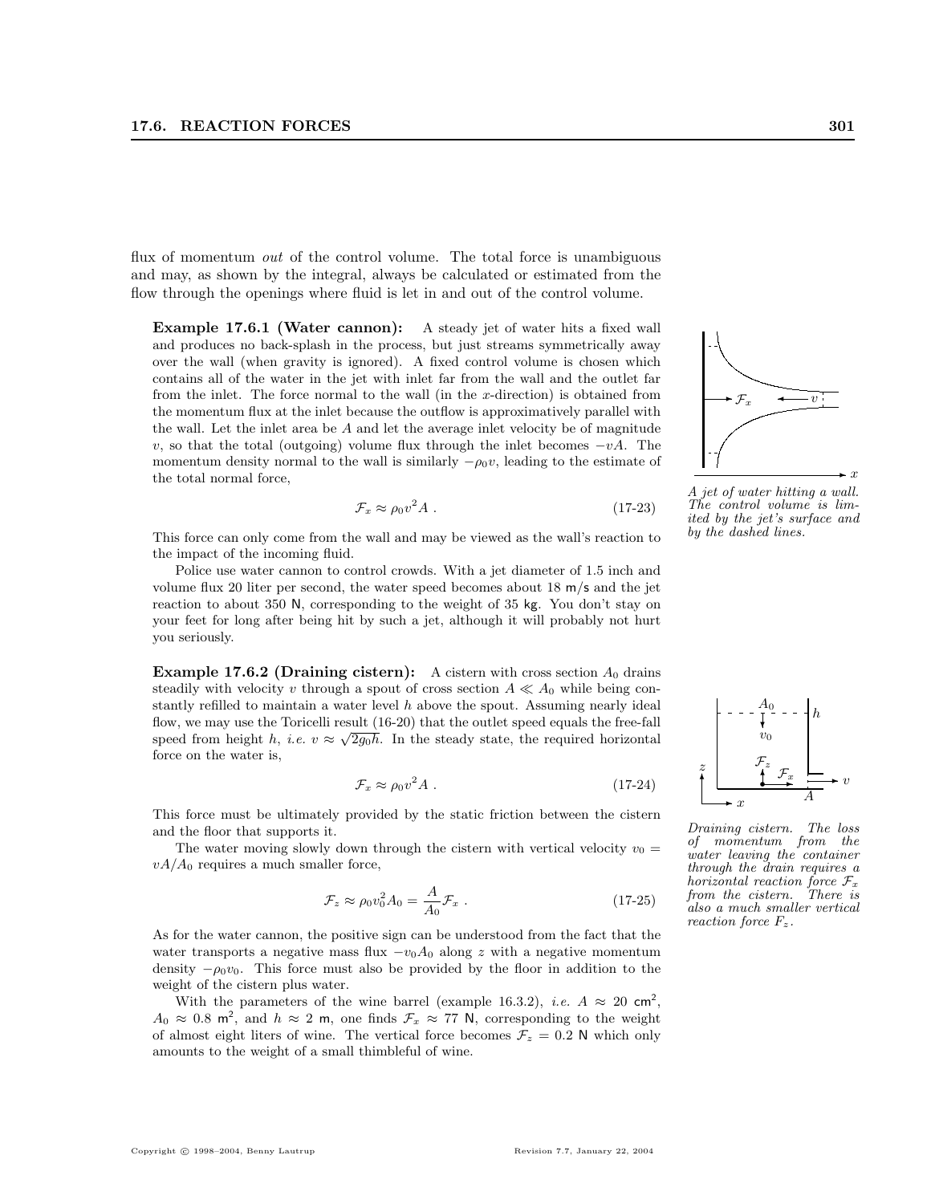flux of momentum *out* of the control volume. The total force is unambiguous and may, as shown by the integral, always be calculated or estimated from the flow through the openings where fluid is let in and out of the control volume.

**Example 17.6.1 (Water cannon):** A steady jet of water hits a fixed wall and produces no back-splash in the process, but just streams symmetrically away over the wall (when gravity is ignored). A fixed control volume is chosen which contains all of the water in the jet with inlet far from the wall and the outlet far from the inlet. The force normal to the wall (in the $x$-direction) is obtained from the momentum flux at the inlet because the outflow is approximatively parallel with the wall. Let the inlet area be $A$ and let the average inlet velocity be of magnitude $v$, so that the total (outgoing) volume flux through the inlet becomes $-vA$. The momentum density normal to the wall is similarly $-\rho_0 v$, leading to the estimate of the total normal force,

$$\mathcal{F}_x \approx \rho_0 v^2 A \ . \tag{17-23}$$

This force can only come from the wall and may be viewed as the wall's reaction to the impact of the incoming fluid.

Police use water cannon to control crowds. With a jet diameter of 1.5 inch and volume flux 20 liter per second, the water speed becomes about 18 m/s and the jet reaction to about 350 N, corresponding to the weight of 35 kg. You don't stay on your feet for long after being hit by such a jet, although it will probably not hurt you seriously.

*A jet of water hitting a wall. The control volume is limited by the jet's surface and by the dashed lines.*

**Example 17.6.2 (Draining cistern):** A cistern with cross section $A_0$ drains steadily with velocity $v$ through a spout of cross section $A \ll A_0$ while being constantly refilled to maintain a water level $h$ above the spout. Assuming nearly ideal flow, we may use the Toricelli result (16-20) that the outlet speed equals the free-fall speed from height $h$, *i.e.* $v \approx \sqrt{2g_0 h}$. In the steady state, the required horizontal force on the water is,

$$\mathcal{F}_x \approx \rho_0 v^2 A \ . \tag{17-24}$$

This force must be ultimately provided by the static friction between the cistern and the floor that supports it.

The water moving slowly down through the cistern with vertical velocity $v_0 = vA/A_0$ requires a much smaller force,

$$\mathcal{F}_z \approx \rho_0 v_0^2 A_0 = \frac{A}{A_0} \mathcal{F}_x \ . \tag{17-25}$$

As for the water cannon, the positive sign can be understood from the fact that the water transports a negative mass flux $-v_0 A_0$ along $z$ with a negative momentum density $-\rho_0 v_0$. This force must also be provided by the floor in addition to the weight of the cistern plus water.

With the parameters of the wine barrel (example 16.3.2), *i.e.* $A \approx 20$ cm$^2$, $A_0 \approx 0.8$ m$^2$, and $h \approx 2$ m, one finds $\mathcal{F}_x \approx 77$ N, corresponding to the weight of almost eight liters of wine. The vertical force becomes $\mathcal{F}_z = 0.2$ N which only amounts to the weight of a small thimbleful of wine.

*Draining cistern. The loss of momentum from the water leaving the container through the drain requires a horizontal reaction force $\mathcal{F}_x$ from the cistern. There is also a much smaller vertical reaction force $F_z$.*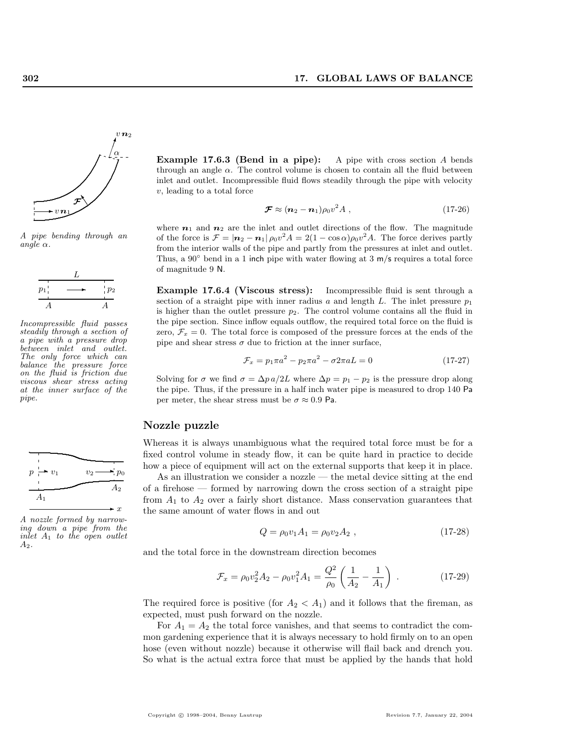**Example 17.6.3 (Bend in a pipe):** A pipe with cross section $A$ bends through an angle $\alpha$. The control volume is chosen to contain all the fluid between inlet and outlet. Incompressible fluid flows steadily through the pipe with velocity $v$, leading to a total force

$$\boldsymbol{\mathcal{F}} \approx (\boldsymbol{n}_2 - \boldsymbol{n}_1)\rho_0 v^2 A \ , \tag{17-26}$$

where $\boldsymbol{n}_1$ and $\boldsymbol{n}_2$ are the inlet and outlet directions of the flow. The magnitude of the force is $\mathcal{F} = |\boldsymbol{n}_2 - \boldsymbol{n}_1|\,\rho_0 v^2 A = 2(1-\cos\alpha)\rho_0 v^2 A$. The force derives partly from the interior walls of the pipe and partly from the pressures at inlet and outlet. Thus, a 90° bend in a 1 inch pipe with water flowing at 3 m/s requires a total force of magnitude 9 N.

*A pipe bending through an angle $\alpha$.*

**Example 17.6.4 (Viscous stress):** Incompressible fluid is sent through a section of a straight pipe with inner radius $a$ and length $L$. The inlet pressure $p_1$ is higher than the outlet pressure $p_2$. The control volume contains all the fluid in the pipe section. Since inflow equals outflow, the required total force on the fluid is zero, $\mathcal{F}_x = 0$. The total force is composed of the pressure forces at the ends of the pipe and shear stress $\sigma$ due to friction at the inner surface,

$$\mathcal{F}_x = p_1 \pi a^2 - p_2 \pi a^2 - \sigma 2\pi a L = 0 \tag{17-27}$$

Solving for $\sigma$ we find $\sigma = \Delta p\, a/2L$ where $\Delta p = p_1 - p_2$ is the pressure drop along the pipe. Thus, if the pressure in a half inch water pipe is measured to drop 140 Pa per meter, the shear stress must be $\sigma \approx 0.9$ Pa.

*Incompressible fluid passes steadily through a section of a pipe with a pressure drop between inlet and outlet. The only force which can balance the pressure force on the fluid is friction due viscous shear stress acting at the inner surface of the pipe.*

## Nozzle puzzle

Whereas it is always unambiguous what the required total force must be for a fixed control volume in steady flow, it can be quite hard in practice to decide how a piece of equipment will act on the external supports that keep it in place.

As an illustration we consider a nozzle — the metal device sitting at the end of a firehose — formed by narrowing down the cross section of a straight pipe from $A_1$ to $A_2$ over a fairly short distance. Mass conservation guarantees that the same amount of water flows in and out

$$Q = \rho_0 v_1 A_1 = \rho_0 v_2 A_2 \ , \tag{17-28}$$

and the total force in the downstream direction becomes

$$\mathcal{F}_x = \rho_0 v_2^2 A_2 - \rho_0 v_1^2 A_1 = \frac{Q^2}{\rho_0}\left(\frac{1}{A_2} - \frac{1}{A_1}\right) \ . \tag{17-29}$$

*A nozzle formed by narrowing down a pipe from the inlet $A_1$ to the open outlet $A_2$.*

The required force is positive (for $A_2 < A_1$) and it follows that the fireman, as expected, must push forward on the nozzle.

For $A_1 = A_2$ the total force vanishes, and that seems to contradict the common gardening experience that it is always necessary to hold firmly on to an open hose (even without nozzle) because it otherwise will flail back and drench you. So what is the actual extra force that must be applied by the hands that hold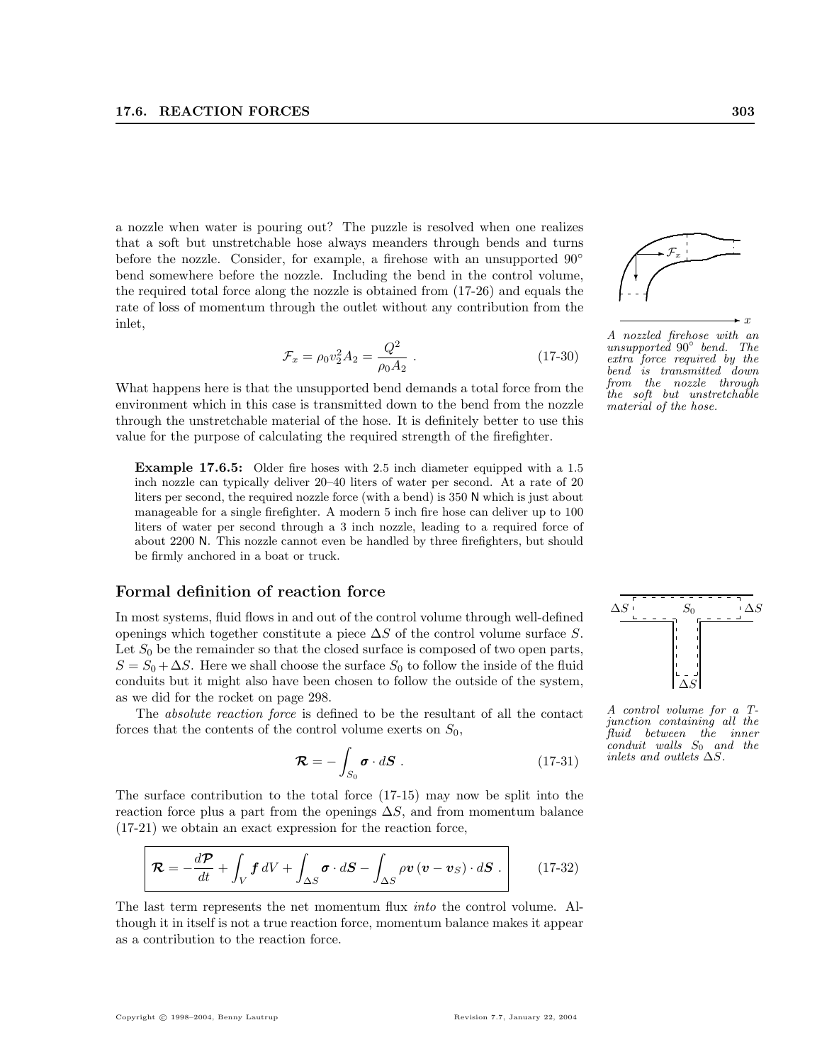a nozzle when water is pouring out? The puzzle is resolved when one realizes that a soft but unstretchable hose always meanders through bends and turns before the nozzle. Consider, for example, a firehose with an unsupported 90° bend somewhere before the nozzle. Including the bend in the control volume, the required total force along the nozzle is obtained from (17-26) and equals the rate of loss of momentum through the outlet without any contribution from the inlet,

$$\mathcal{F}_x = \rho_0 v_2^2 A_2 = \frac{Q^2}{\rho_0 A_2} \ . \tag{17-30}$$

*A nozzled firehose with an unsupported 90° bend. The extra force required by the bend is transmitted down from the nozzle through the soft but unstretchable material of the hose.*

What happens here is that the unsupported bend demands a total force from the environment which in this case is transmitted down to the bend from the nozzle through the unstretchable material of the hose. It is definitely better to use this value for the purpose of calculating the required strength of the firefighter.

**Example 17.6.5:** Older fire hoses with 2.5 inch diameter equipped with a 1.5 inch nozzle can typically deliver 20–40 liters of water per second. At a rate of 20 liters per second, the required nozzle force (with a bend) is 350 N which is just about manageable for a single firefighter. A modern 5 inch fire hose can deliver up to 100 liters of water per second through a 3 inch nozzle, leading to a required force of about 2200 N. This nozzle cannot even be handled by three firefighters, but should be firmly anchored in a boat or truck.

## Formal definition of reaction force

In most systems, fluid flows in and out of the control volume through well-defined openings which together constitute a piece $\Delta S$ of the control volume surface $S$. Let $S_0$ be the remainder so that the closed surface is composed of two open parts, $S = S_0 + \Delta S$. Here we shall choose the surface $S_0$ to follow the inside of the fluid conduits but it might also have been chosen to follow the outside of the system, as we did for the rocket on page 298.

*A control volume for a T-junction containing all the fluid between the inner conduit walls $S_0$ and the inlets and outlets $\Delta S$.*

The *absolute reaction force* is defined to be the resultant of all the contact forces that the contents of the control volume exerts on $S_0$,

$$\boldsymbol{\mathcal{R}} = -\int_{S_0} \boldsymbol{\sigma} \cdot d\boldsymbol{S} \ . \tag{17-31}$$

The surface contribution to the total force (17-15) may now be split into the reaction force plus a part from the openings $\Delta S$, and from momentum balance (17-21) we obtain an exact expression for the reaction force,

$$\boxed{\boldsymbol{\mathcal{R}} = -\frac{d\boldsymbol{\mathcal{P}}}{dt} + \int_V \boldsymbol{f}\, dV + \int_{\Delta S} \boldsymbol{\sigma} \cdot d\boldsymbol{S} - \int_{\Delta S} \rho \boldsymbol{v}\, (\boldsymbol{v} - \boldsymbol{v}_S) \cdot d\boldsymbol{S} \ .} \tag{17-32}$$

The last term represents the net momentum flux *into* the control volume. Although it in itself is not a true reaction force, momentum balance makes it appear as a contribution to the reaction force.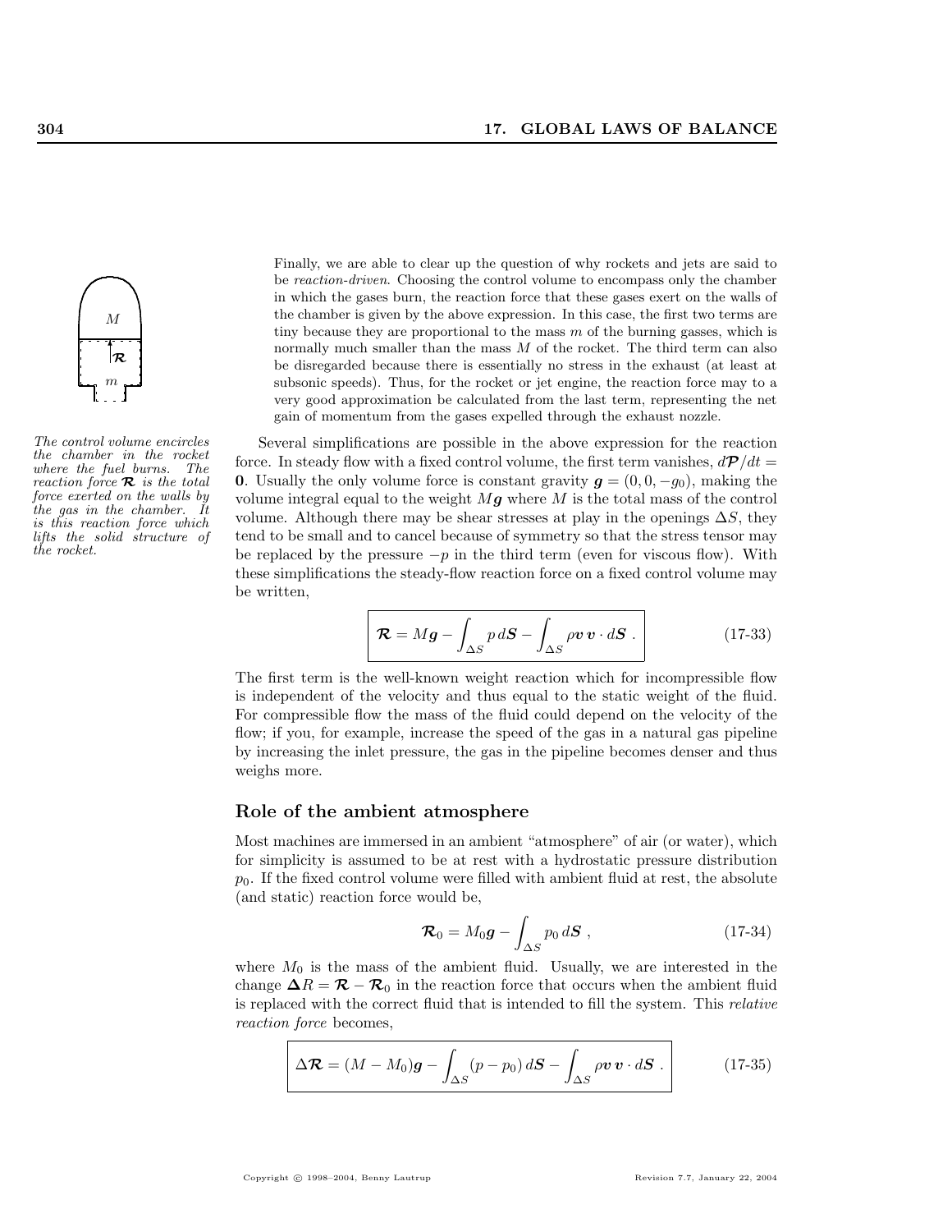Finally, we are able to clear up the question of why rockets and jets are said to be *reaction-driven*. Choosing the control volume to encompass only the chamber in which the gases burn, the reaction force that these gases exert on the walls of the chamber is given by the above expression. In this case, the first two terms are tiny because they are proportional to the mass $m$ of the burning gasses, which is normally much smaller than the mass $M$ of the rocket. The third term can also be disregarded because there is essentially no stress in the exhaust (at least at subsonic speeds). Thus, for the rocket or jet engine, the reaction force may to a very good approximation be calculated from the last term, representing the net gain of momentum from the gases expelled through the exhaust nozzle.

*The control volume encircles the chamber in the rocket where the fuel burns. The reaction force $\boldsymbol{\mathcal{R}}$ is the total force exerted on the walls by the gas in the chamber. It is this reaction force which lifts the solid structure of the rocket.*

Several simplifications are possible in the above expression for the reaction force. In steady flow with a fixed control volume, the first term vanishes, $d\boldsymbol{\mathcal{P}}/dt = \mathbf{0}$. Usually the only volume force is constant gravity $\boldsymbol{g} = (0, 0, -g_0)$, making the volume integral equal to the weight $M\boldsymbol{g}$ where $M$ is the total mass of the control volume. Although there may be shear stresses at play in the openings $\Delta S$, they tend to be small and to cancel because of symmetry so that the stress tensor may be replaced by the pressure $-p$ in the third term (even for viscous flow). With these simplifications the steady-flow reaction force on a fixed control volume may be written,

$$\boldsymbol{\mathcal{R}} = M\boldsymbol{g} - \int_{\Delta S} p \, d\boldsymbol{S} - \int_{\Delta S} \rho \boldsymbol{v} \, \boldsymbol{v} \cdot d\boldsymbol{S} \ . \tag{17-33}$$

The first term is the well-known weight reaction which for incompressible flow is independent of the velocity and thus equal to the static weight of the fluid. For compressible flow the mass of the fluid could depend on the velocity of the flow; if you, for example, increase the speed of the gas in a natural gas pipeline by increasing the inlet pressure, the gas in the pipeline becomes denser and thus weighs more.

## Role of the ambient atmosphere

Most machines are immersed in an ambient "atmosphere" of air (or water), which for simplicity is assumed to be at rest with a hydrostatic pressure distribution $p_0$. If the fixed control volume were filled with ambient fluid at rest, the absolute (and static) reaction force would be,

$$\boldsymbol{\mathcal{R}}_0 = M_0 \boldsymbol{g} - \int_{\Delta S} p_0 \, d\boldsymbol{S} \ , \tag{17-34}$$

where $M_0$ is the mass of the ambient fluid. Usually, we are interested in the change $\boldsymbol{\Delta} R = \boldsymbol{\mathcal{R}} - \boldsymbol{\mathcal{R}}_0$ in the reaction force that occurs when the ambient fluid is replaced with the correct fluid that is intended to fill the system. This *relative reaction force* becomes,

$$\Delta \boldsymbol{\mathcal{R}} = (M - M_0)\boldsymbol{g} - \int_{\Delta S} (p - p_0) \, d\boldsymbol{S} - \int_{\Delta S} \rho \boldsymbol{v} \, \boldsymbol{v} \cdot d\boldsymbol{S} \ . \tag{17-35}$$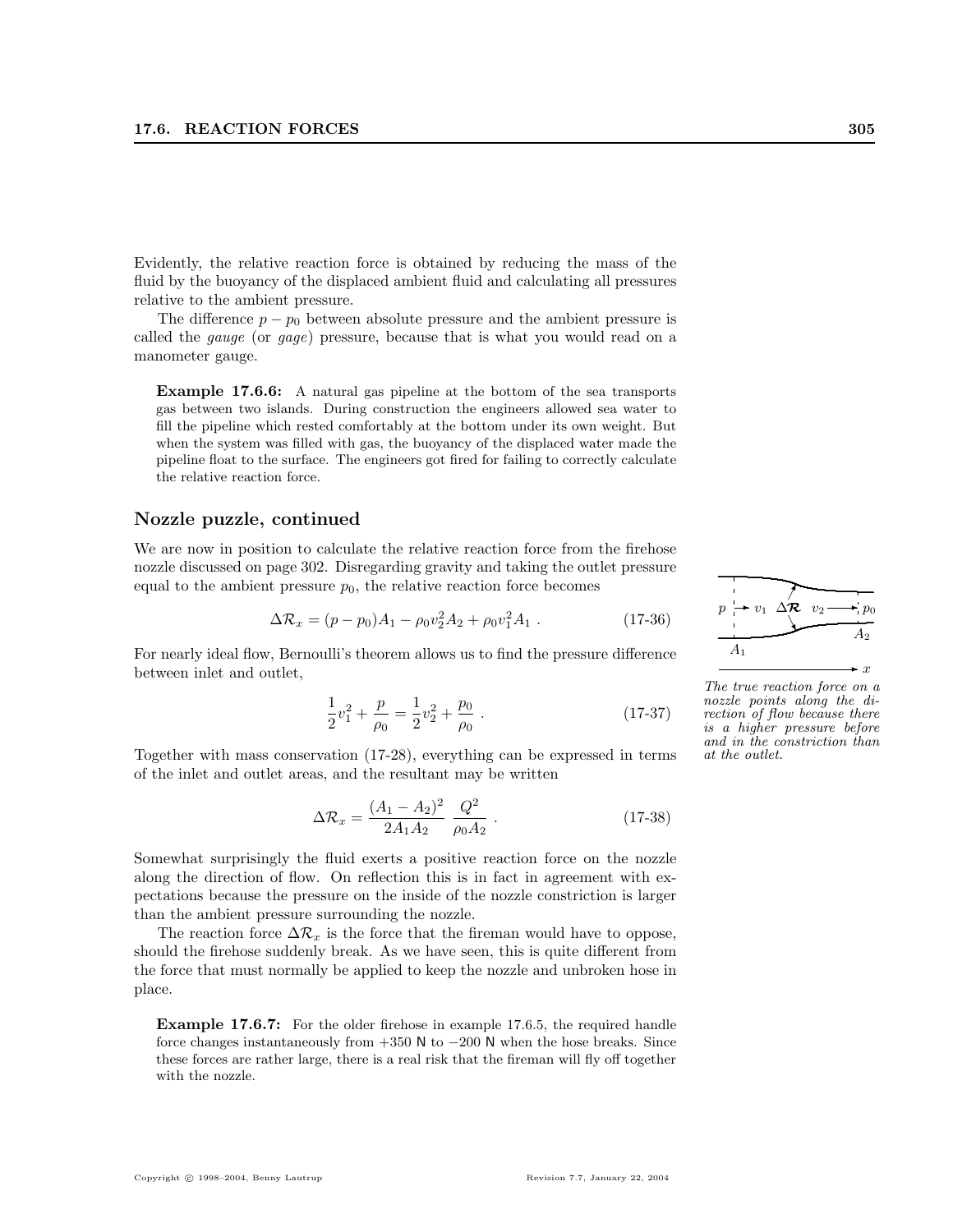Evidently, the relative reaction force is obtained by reducing the mass of the fluid by the buoyancy of the displaced ambient fluid and calculating all pressures relative to the ambient pressure.

The difference $p - p_0$ between absolute pressure and the ambient pressure is called the *gauge* (or *gage*) pressure, because that is what you would read on a manometer gauge.

**Example 17.6.6:** A natural gas pipeline at the bottom of the sea transports gas between two islands. During construction the engineers allowed sea water to fill the pipeline which rested comfortably at the bottom under its own weight. But when the system was filled with gas, the buoyancy of the displaced water made the pipeline float to the surface. The engineers got fired for failing to correctly calculate the relative reaction force.

## Nozzle puzzle, continued

We are now in position to calculate the relative reaction force from the firehose nozzle discussed on page 302. Disregarding gravity and taking the outlet pressure equal to the ambient pressure $p_0$, the relative reaction force becomes

$$\Delta\mathcal{R}_x = (p - p_0)A_1 - \rho_0 v_2^2 A_2 + \rho_0 v_1^2 A_1 \ . \tag{17-36}$$

For nearly ideal flow, Bernoulli's theorem allows us to find the pressure difference between inlet and outlet,

$$\frac{1}{2}v_1^2 + \frac{p}{\rho_0} = \frac{1}{2}v_2^2 + \frac{p_0}{\rho_0} \ . \tag{17-37}$$

Together with mass conservation (17-28), everything can be expressed in terms of the inlet and outlet areas, and the resultant may be written

$$\Delta\mathcal{R}_x = \frac{(A_1 - A_2)^2}{2A_1 A_2} \ \frac{Q^2}{\rho_0 A_2} \ . \tag{17-38}$$

*The true reaction force on a nozzle points along the direction of flow because there is a higher pressure before and in the constriction than at the outlet.*

Somewhat surprisingly the fluid exerts a positive reaction force on the nozzle along the direction of flow. On reflection this is in fact in agreement with expectations because the pressure on the inside of the nozzle constriction is larger than the ambient pressure surrounding the nozzle.

The reaction force $\Delta\mathcal{R}_x$ is the force that the fireman would have to oppose, should the firehose suddenly break. As we have seen, this is quite different from the force that must normally be applied to keep the nozzle and unbroken hose in place.

**Example 17.6.7:** For the older firehose in example 17.6.5, the required handle force changes instantaneously from +350 N to −200 N when the hose breaks. Since these forces are rather large, there is a real risk that the fireman will fly off together with the nozzle.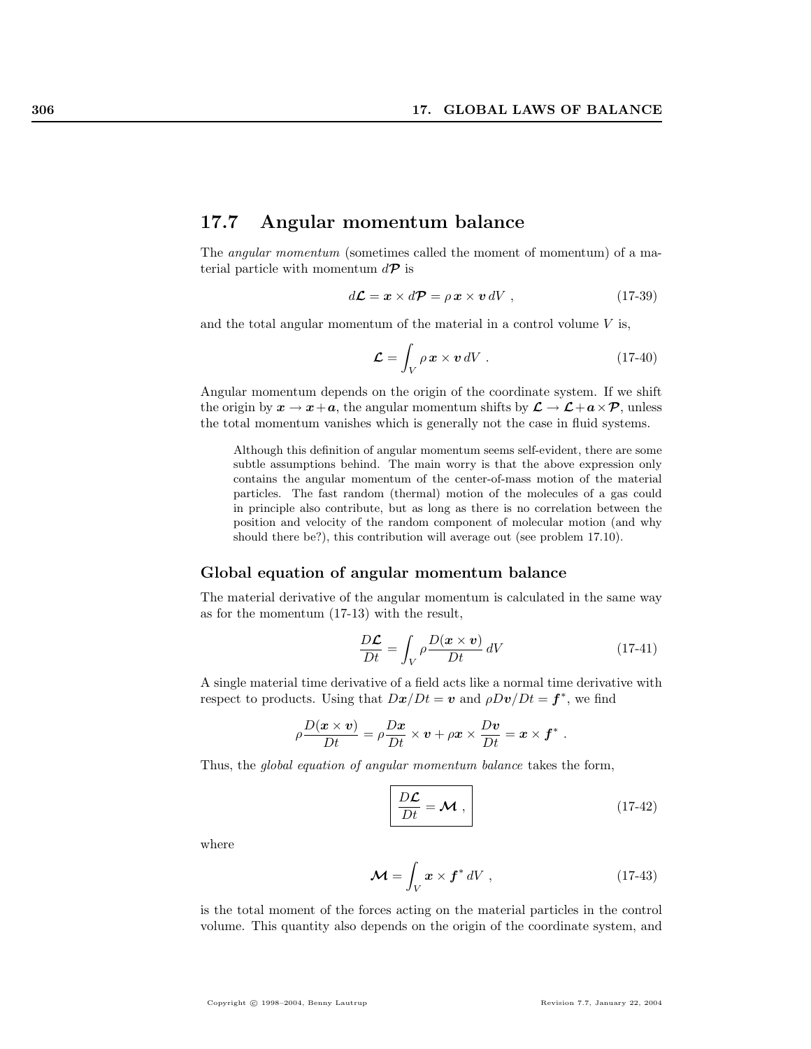## 17.7 Angular momentum balance

The *angular momentum* (sometimes called the moment of momentum) of a material particle with momentum $d\boldsymbol{\mathcal{P}}$ is

$$d\boldsymbol{\mathcal{L}} = \boldsymbol{x} \times d\boldsymbol{\mathcal{P}} = \rho\, \boldsymbol{x} \times \boldsymbol{v}\, dV \ , \tag{17-39}$$

and the total angular momentum of the material in a control volume $V$ is,

$$\boldsymbol{\mathcal{L}} = \int_V \rho\, \boldsymbol{x} \times \boldsymbol{v}\, dV \ . \tag{17-40}$$

Angular momentum depends on the origin of the coordinate system. If we shift the origin by $\boldsymbol{x} \to \boldsymbol{x} + \boldsymbol{a}$, the angular momentum shifts by $\boldsymbol{\mathcal{L}} \to \boldsymbol{\mathcal{L}} + \boldsymbol{a} \times \boldsymbol{\mathcal{P}}$, unless the total momentum vanishes which is generally not the case in fluid systems.

> Although this definition of angular momentum seems self-evident, there are some subtle assumptions behind. The main worry is that the above expression only contains the angular momentum of the center-of-mass motion of the material particles. The fast random (thermal) motion of the molecules of a gas could in principle also contribute, but as long as there is no correlation between the position and velocity of the random component of molecular motion (and why should there be?), this contribution will average out (see problem 17.10).

### Global equation of angular momentum balance

The material derivative of the angular momentum is calculated in the same way as for the momentum (17-13) with the result,

$$\frac{D\boldsymbol{\mathcal{L}}}{Dt} = \int_V \rho \frac{D(\boldsymbol{x} \times \boldsymbol{v})}{Dt}\, dV \tag{17-41}$$

A single material time derivative of a field acts like a normal time derivative with respect to products. Using that $D\boldsymbol{x}/Dt = \boldsymbol{v}$ and $\rho D\boldsymbol{v}/Dt = \boldsymbol{f}^*$, we find

$$\rho \frac{D(\boldsymbol{x} \times \boldsymbol{v})}{Dt} = \rho \frac{D\boldsymbol{x}}{Dt} \times \boldsymbol{v} + \rho \boldsymbol{x} \times \frac{D\boldsymbol{v}}{Dt} = \boldsymbol{x} \times \boldsymbol{f}^* \ .$$

Thus, the *global equation of angular momentum balance* takes the form,

$$\boxed{\frac{D\boldsymbol{\mathcal{L}}}{Dt} = \boldsymbol{\mathcal{M}}} \ , \tag{17-42}$$

where

$$\boldsymbol{\mathcal{M}} = \int_V \boldsymbol{x} \times \boldsymbol{f}^*\, dV \ , \tag{17-43}$$

is the total moment of the forces acting on the material particles in the control volume. This quantity also depends on the origin of the coordinate system, and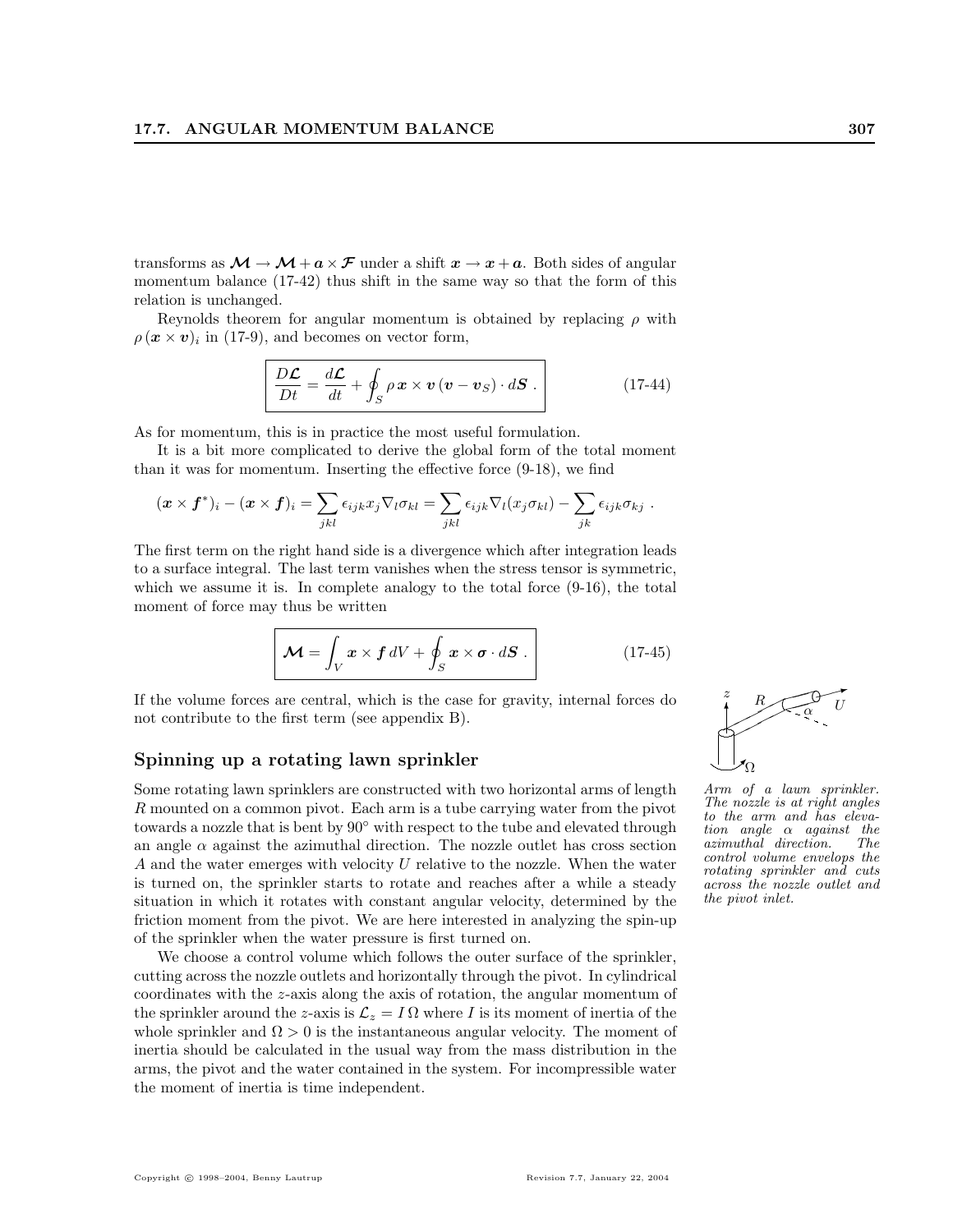transforms as $\boldsymbol{\mathcal{M}} \to \boldsymbol{\mathcal{M}} + \boldsymbol{a} \times \boldsymbol{\mathcal{F}}$ under a shift $\boldsymbol{x} \to \boldsymbol{x} + \boldsymbol{a}$. Both sides of angular momentum balance (17-42) thus shift in the same way so that the form of this relation is unchanged.

Reynolds theorem for angular momentum is obtained by replacing $\rho$ with $\rho\,(\boldsymbol{x} \times \boldsymbol{v})_i$ in (17-9), and becomes on vector form,

$$\frac{D\boldsymbol{\mathcal{L}}}{Dt} = \frac{d\boldsymbol{\mathcal{L}}}{dt} + \oint_S \rho\, \boldsymbol{x} \times \boldsymbol{v}\,(\boldsymbol{v} - \boldsymbol{v}_S) \cdot d\boldsymbol{S}\ . \tag{17-44}$$

As for momentum, this is in practice the most useful formulation.

It is a bit more complicated to derive the global form of the total moment than it was for momentum. Inserting the effective force (9-18), we find

$$(\boldsymbol{x} \times \boldsymbol{f}^*)_i - (\boldsymbol{x} \times \boldsymbol{f})_i = \sum_{jkl} \epsilon_{ijk} x_j \nabla_l \sigma_{kl} = \sum_{jkl} \epsilon_{ijk} \nabla_l (x_j \sigma_{kl}) - \sum_{jk} \epsilon_{ijk} \sigma_{kj}\ .$$

The first term on the right hand side is a divergence which after integration leads to a surface integral. The last term vanishes when the stress tensor is symmetric, which we assume it is. In complete analogy to the total force (9-16), the total moment of force may thus be written

$$\boldsymbol{\mathcal{M}} = \int_V \boldsymbol{x} \times \boldsymbol{f}\, dV + \oint_S \boldsymbol{x} \times \boldsymbol{\sigma} \cdot d\boldsymbol{S}\ . \tag{17-45}$$

If the volume forces are central, which is the case for gravity, internal forces do not contribute to the first term (see appendix B).

## Spinning up a rotating lawn sprinkler

*Arm of a lawn sprinkler. The nozzle is at right angles to the arm and has elevation angle $\alpha$ against the azimuthal direction. The control volume envelops the rotating sprinkler and cuts across the nozzle outlet and the pivot inlet.*

Some rotating lawn sprinklers are constructed with two horizontal arms of length $R$ mounted on a common pivot. Each arm is a tube carrying water from the pivot towards a nozzle that is bent by 90° with respect to the tube and elevated through an angle $\alpha$ against the azimuthal direction. The nozzle outlet has cross section $A$ and the water emerges with velocity $U$ relative to the nozzle. When the water is turned on, the sprinkler starts to rotate and reaches after a while a steady situation in which it rotates with constant angular velocity, determined by the friction moment from the pivot. We are here interested in analyzing the spin-up of the sprinkler when the water pressure is first turned on.

We choose a control volume which follows the outer surface of the sprinkler, cutting across the nozzle outlets and horizontally through the pivot. In cylindrical coordinates with the $z$-axis along the axis of rotation, the angular momentum of the sprinkler around the $z$-axis is $\mathcal{L}_z = I\,\Omega$ where $I$ is its moment of inertia of the whole sprinkler and $\Omega > 0$ is the instantaneous angular velocity. The moment of inertia should be calculated in the usual way from the mass distribution in the arms, the pivot and the water contained in the system. For incompressible water the moment of inertia is time independent.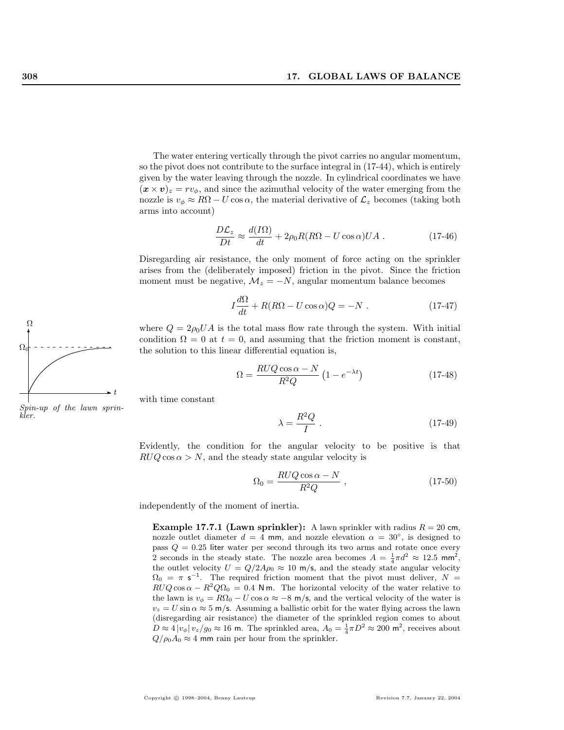The water entering vertically through the pivot carries no angular momentum, so the pivot does not contribute to the surface integral in (17-44), which is entirely given by the water leaving through the nozzle. In cylindrical coordinates we have $(\boldsymbol{x} \times \boldsymbol{v})_z = r v_\phi$, and since the azimuthal velocity of the water emerging from the nozzle is $v_\phi \approx R\Omega - U\cos\alpha$, the material derivative of $\mathcal{L}_z$ becomes (taking both arms into account)

$$\frac{D\mathcal{L}_z}{Dt} \approx \frac{d(I\Omega)}{dt} + 2\rho_0 R(R\Omega - U\cos\alpha)UA \; . \tag{17-46}$$

Disregarding air resistance, the only moment of force acting on the sprinkler arises from the (deliberately imposed) friction in the pivot. Since the friction moment must be negative, $\mathcal{M}_z = -N$, angular momentum balance becomes

$$I\frac{d\Omega}{dt} + R(R\Omega - U\cos\alpha)Q = -N \; . \tag{17-47}$$

where $Q = 2\rho_0 UA$ is the total mass flow rate through the system. With initial condition $\Omega = 0$ at $t = 0$, and assuming that the friction moment is constant, the solution to this linear differential equation is,

$$\Omega = \frac{RUQ\cos\alpha - N}{R^2 Q}\left(1 - e^{-\lambda t}\right) \tag{17-48}$$

*Spin-up of the lawn sprinkler.*

with time constant

$$\lambda = \frac{R^2 Q}{I} \; . \tag{17-49}$$

Evidently, the condition for the angular velocity to be positive is that $RUQ\cos\alpha > N$, and the steady state angular velocity is

$$\Omega_0 = \frac{RUQ\cos\alpha - N}{R^2 Q} \; , \tag{17-50}$$

independently of the moment of inertia.

> **Example 17.7.1 (Lawn sprinkler):** A lawn sprinkler with radius $R = 20$ cm, nozzle outlet diameter $d = 4$ mm, and nozzle elevation $\alpha = 30^\circ$, is designed to pass $Q = 0.25$ liter water per second through its two arms and rotate once every 2 seconds in the steady state. The nozzle area becomes $A = \frac{1}{4}\pi d^2 \approx 12.5$ mm$^2$, the outlet velocity $U = Q/2A\rho_0 \approx 10$ m/s, and the steady state angular velocity $\Omega_0 = \pi$ s$^{-1}$. The required friction moment that the pivot must deliver, $N = RUQ\cos\alpha - R^2 Q\Omega_0 = 0.4$ N m. The horizontal velocity of the water relative to the lawn is $v_\phi = R\Omega_0 - U\cos\alpha \approx -8$ m/s, and the vertical velocity of the water is $v_z = U\sin\alpha \approx 5$ m/s. Assuming a ballistic orbit for the water flying across the lawn (disregarding air resistance) the diameter of the sprinkled region comes to about $D \approx 4\,|v_\phi|\,v_z/g_0 \approx 16$ m. The sprinkled area, $A_0 = \frac{1}{4}\pi D^2 \approx 200$ m$^2$, receives about $Q/\rho_0 A_0 \approx 4$ mm rain per hour from the sprinkler.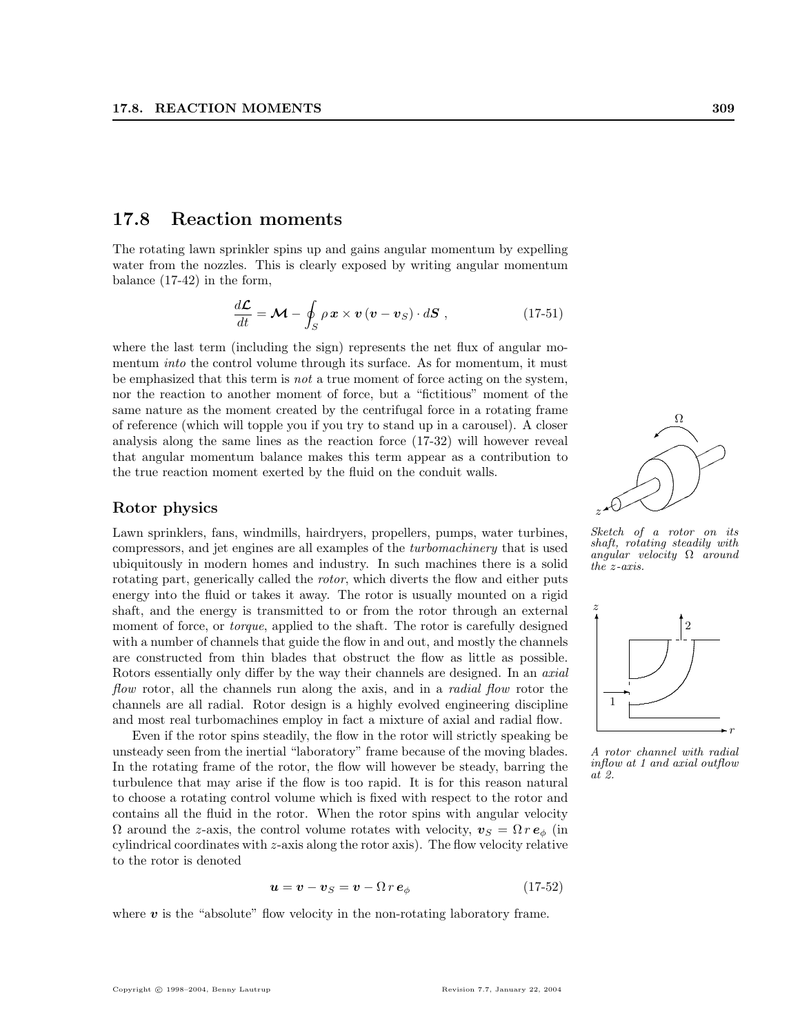## 17.8 Reaction moments

The rotating lawn sprinkler spins up and gains angular momentum by expelling water from the nozzles. This is clearly exposed by writing angular momentum balance (17-42) in the form,

$$\frac{d\boldsymbol{\mathcal{L}}}{dt} = \boldsymbol{\mathcal{M}} - \oint_S \rho\, \boldsymbol{x} \times \boldsymbol{v}\, (\boldsymbol{v} - \boldsymbol{v}_S) \cdot d\boldsymbol{S}\ , \tag{17-51}$$

where the last term (including the sign) represents the net flux of angular momentum *into* the control volume through its surface. As for momentum, it must be emphasized that this term is *not* a true moment of force acting on the system, nor the reaction to another moment of force, but a "fictitious" moment of the same nature as the moment created by the centrifugal force in a rotating frame of reference (which will topple you if you try to stand up in a carousel). A closer analysis along the same lines as the reaction force (17-32) will however reveal that angular momentum balance makes this term appear as a contribution to the true reaction moment exerted by the fluid on the conduit walls.

*Sketch of a rotor on its shaft, rotating steadily with angular velocity $\Omega$ around the $z$-axis.*

### Rotor physics

Lawn sprinklers, fans, windmills, hairdryers, propellers, pumps, water turbines, compressors, and jet engines are all examples of the *turbomachinery* that is used ubiquitously in modern homes and industry. In such machines there is a solid rotating part, generically called the *rotor*, which diverts the flow and either puts energy into the fluid or takes it away. The rotor is usually mounted on a rigid shaft, and the energy is transmitted to or from the rotor through an external moment of force, or *torque*, applied to the shaft. The rotor is carefully designed with a number of channels that guide the flow in and out, and mostly the channels are constructed from thin blades that obstruct the flow as little as possible. Rotors essentially only differ by the way their channels are designed. In an *axial flow* rotor, all the channels run along the axis, and in a *radial flow* rotor the channels are all radial. Rotor design is a highly evolved engineering discipline and most real turbomachines employ in fact a mixture of axial and radial flow.

*A rotor channel with radial inflow at 1 and axial outflow at 2.*

Even if the rotor spins steadily, the flow in the rotor will strictly speaking be unsteady seen from the inertial "laboratory" frame because of the moving blades. In the rotating frame of the rotor, the flow will however be steady, barring the turbulence that may arise if the flow is too rapid. It is for this reason natural to choose a rotating control volume which is fixed with respect to the rotor and contains all the fluid in the rotor. When the rotor spins with angular velocity $\Omega$ around the $z$-axis, the control volume rotates with velocity, $\boldsymbol{v}_S = \Omega\, r\, \boldsymbol{e}_\phi$ (in cylindrical coordinates with $z$-axis along the rotor axis). The flow velocity relative to the rotor is denoted

$$\boldsymbol{u} = \boldsymbol{v} - \boldsymbol{v}_S = \boldsymbol{v} - \Omega\, r\, \boldsymbol{e}_\phi \tag{17-52}$$

where $\boldsymbol{v}$ is the "absolute" flow velocity in the non-rotating laboratory frame.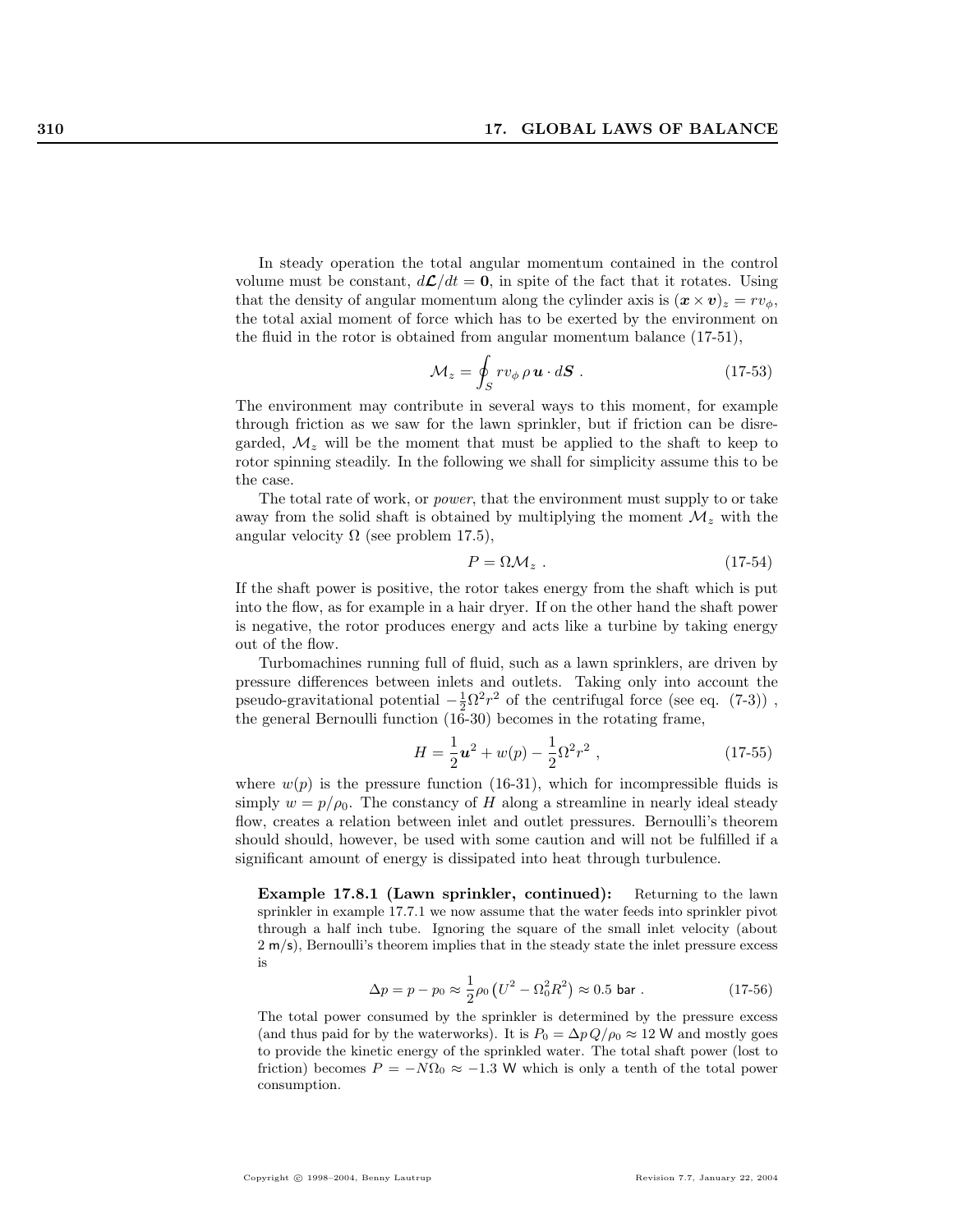In steady operation the total angular momentum contained in the control volume must be constant, $d\boldsymbol{\mathcal{L}}/dt = \mathbf{0}$, in spite of the fact that it rotates. Using that the density of angular momentum along the cylinder axis is $(\boldsymbol{x} \times \boldsymbol{v})_z = r v_\phi$, the total axial moment of force which has to be exerted by the environment on the fluid in the rotor is obtained from angular momentum balance (17-51),

$$\mathcal{M}_z = \oint_S r v_\phi \, \rho \, \boldsymbol{u} \cdot d\boldsymbol{S} \; . \tag{17-53}$$

The environment may contribute in several ways to this moment, for example through friction as we saw for the lawn sprinkler, but if friction can be disregarded, $\mathcal{M}_z$ will be the moment that must be applied to the shaft to keep to rotor spinning steadily. In the following we shall for simplicity assume this to be the case.

The total rate of work, or *power*, that the environment must supply to or take away from the solid shaft is obtained by multiplying the moment $\mathcal{M}_z$ with the angular velocity $\Omega$ (see problem 17.5),

$$P = \Omega \mathcal{M}_z \; . \tag{17-54}$$

If the shaft power is positive, the rotor takes energy from the shaft which is put into the flow, as for example in a hair dryer. If on the other hand the shaft power is negative, the rotor produces energy and acts like a turbine by taking energy out of the flow.

Turbomachines running full of fluid, such as a lawn sprinklers, are driven by pressure differences between inlets and outlets. Taking only into account the pseudo-gravitational potential $-\frac{1}{2}\Omega^2 r^2$ of the centrifugal force (see eq. (7-3)) , the general Bernoulli function (16-30) becomes in the rotating frame,

$$H = \frac{1}{2}\boldsymbol{u}^2 + w(p) - \frac{1}{2}\Omega^2 r^2 \; , \tag{17-55}$$

where $w(p)$ is the pressure function (16-31), which for incompressible fluids is simply $w = p/\rho_0$. The constancy of $H$ along a streamline in nearly ideal steady flow, creates a relation between inlet and outlet pressures. Bernoulli's theorem should should, however, be used with some caution and will not be fulfilled if a significant amount of energy is dissipated into heat through turbulence.

**Example 17.8.1 (Lawn sprinkler, continued):** Returning to the lawn sprinkler in example 17.7.1 we now assume that the water feeds into sprinkler pivot through a half inch tube. Ignoring the square of the small inlet velocity (about 2 m/s), Bernoulli's theorem implies that in the steady state the inlet pressure excess is

$$\Delta p = p - p_0 \approx \frac{1}{2}\rho_0 \left(U^2 - \Omega_0^2 R^2\right) \approx 0.5 \text{ bar} \; . \tag{17-56}$$

The total power consumed by the sprinkler is determined by the pressure excess (and thus paid for by the waterworks). It is $P_0 = \Delta p \, Q/\rho_0 \approx 12$ W and mostly goes to provide the kinetic energy of the sprinkled water. The total shaft power (lost to friction) becomes $P = -N\Omega_0 \approx -1.3$ W which is only a tenth of the total power consumption.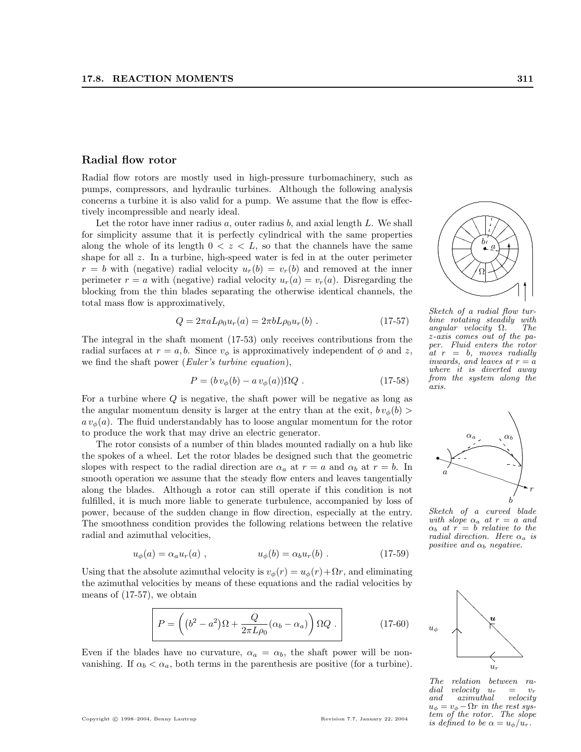## Radial flow rotor

Radial flow rotors are mostly used in high-pressure turbomachinery, such as pumps, compressors, and hydraulic turbines. Although the following analysis concerns a turbine it is also valid for a pump. We assume that the flow is effectively incompressible and nearly ideal.

Let the rotor have inner radius $a$, outer radius $b$, and axial length $L$. We shall for simplicity assume that it is perfectly cylindrical with the same properties along the whole of its length $0 < z < L$, so that the channels have the same shape for all $z$. In a turbine, high-speed water is fed in at the outer perimeter $r = b$ with (negative) radial velocity $u_r(b) = v_r(b)$ and removed at the inner perimeter $r = a$ with (negative) radial velocity $u_r(a) = v_r(a)$. Disregarding the blocking from the thin blades separating the otherwise identical channels, the total mass flow is approximatively,

$$Q = 2\pi a L \rho_0 u_r(a) = 2\pi b L \rho_0 u_r(b) \ . \tag{17-57}$$

The integral in the shaft moment (17-53) only receives contributions from the radial surfaces at $r = a, b$. Since $v_\phi$ is approximatively independent of $\phi$ and $z$, we find the shaft power (*Euler's turbine equation*),

$$P = (b\, v_\phi(b) - a\, v_\phi(a))\Omega Q \ . \tag{17-58}$$

For a turbine where $Q$ is negative, the shaft power will be negative as long as the angular momentum density is larger at the entry than at the exit, $b\, v_\phi(b) > a\, v_\phi(a)$. The fluid understandably has to loose angular momentum for the rotor to produce the work that may drive an electric generator.

The rotor consists of a number of thin blades mounted radially on a hub like the spokes of a wheel. Let the rotor blades be designed such that the geometric slopes with respect to the radial direction are $\alpha_a$ at $r = a$ and $\alpha_b$ at $r = b$. In smooth operation we assume that the steady flow enters and leaves tangentially along the blades. Although a rotor can still operate if this condition is not fulfilled, it is much more liable to generate turbulence, accompanied by loss of power, because of the sudden change in flow direction, especially at the entry. The smoothness condition provides the following relations between the relative radial and azimuthal velocities,

$$u_\phi(a) = \alpha_a u_r(a) \ , \qquad\qquad u_\phi(b) = \alpha_b u_r(b) \ . \tag{17-59}$$

Using that the absolute azimuthal velocity is $v_\phi(r) = u_\phi(r) + \Omega r$, and eliminating the azimuthal velocities by means of these equations and the radial velocities by means of (17-57), we obtain

$$P = \left( \left(b^2 - a^2\right)\Omega + \frac{Q}{2\pi L \rho_0}(\alpha_b - \alpha_a) \right) \Omega Q \ . \tag{17-60}$$

Even if the blades have no curvature, $\alpha_a = \alpha_b$, the shaft power will be non-vanishing. If $\alpha_b < \alpha_a$, both terms in the parenthesis are positive (for a turbine).

*Sketch of a radial flow turbine rotating steadily with angular velocity $\Omega$. The $z$-axis comes out of the paper. Fluid enters the rotor at $r = b$, moves radially inwards, and leaves at $r = a$ where it is diverted away from the system along the axis.*

*Sketch of a curved blade with slope $\alpha_a$ at $r = a$ and $\alpha_b$ at $r = b$ relative to the radial direction. Here $\alpha_a$ is positive and $\alpha_b$ negative.*

*The relation between radial velocity $u_r = v_r$ and azimuthal velocity $u_\phi = v_\phi - \Omega r$ in the rest system of the rotor. The slope is defined to be $\alpha = u_\phi / u_r$.*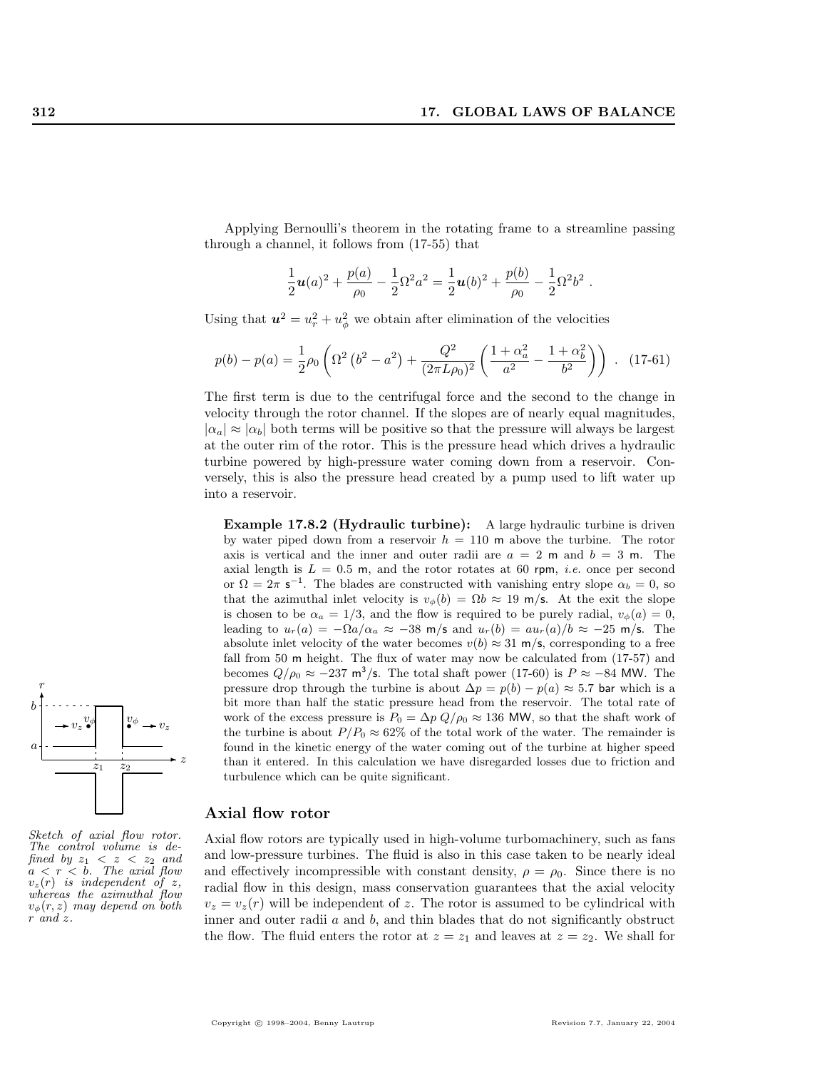Applying Bernoulli's theorem in the rotating frame to a streamline passing through a channel, it follows from (17-55) that

$$\frac{1}{2}\boldsymbol{u}(a)^2 + \frac{p(a)}{\rho_0} - \frac{1}{2}\Omega^2 a^2 = \frac{1}{2}\boldsymbol{u}(b)^2 + \frac{p(b)}{\rho_0} - \frac{1}{2}\Omega^2 b^2 \ .$$

Using that $\boldsymbol{u}^2 = u_r^2 + u_\phi^2$ we obtain after elimination of the velocities

$$p(b) - p(a) = \frac{1}{2}\rho_0 \left( \Omega^2 \left(b^2 - a^2\right) + \frac{Q^2}{(2\pi L \rho_0)^2} \left( \frac{1+\alpha_a^2}{a^2} - \frac{1+\alpha_b^2}{b^2} \right) \right) \ . \quad \text{(17-61)}$$

The first term is due to the centrifugal force and the second to the change in velocity through the rotor channel. If the slopes are of nearly equal magnitudes, $|\alpha_a| \approx |\alpha_b|$ both terms will be positive so that the pressure will always be largest at the outer rim of the rotor. This is the pressure head which drives a hydraulic turbine powered by high-pressure water coming down from a reservoir. Conversely, this is also the pressure head created by a pump used to lift water up into a reservoir.

**Example 17.8.2 (Hydraulic turbine):** A large hydraulic turbine is driven by water piped down from a reservoir $h = 110$ m above the turbine. The rotor axis is vertical and the inner and outer radii are $a = 2$ m and $b = 3$ m. The axial length is $L = 0.5$ m, and the rotor rotates at 60 rpm, *i.e.* once per second or $\Omega = 2\pi$ s$^{-1}$. The blades are constructed with vanishing entry slope $\alpha_b = 0$, so that the azimuthal inlet velocity is $v_\phi(b) = \Omega b \approx 19$ m/s. At the exit the slope is chosen to be $\alpha_a = 1/3$, and the flow is required to be purely radial, $v_\phi(a) = 0$, leading to $u_r(a) = -\Omega a/\alpha_a \approx -38$ m/s and $u_r(b) = a u_r(a)/b \approx -25$ m/s. The absolute inlet velocity of the water becomes $v(b) \approx 31$ m/s, corresponding to a free fall from 50 m height. The flux of water may now be calculated from (17-57) and becomes $Q/\rho_0 \approx -237$ m$^3$/s. The total shaft power (17-60) is $P \approx -84$ MW. The pressure drop through the turbine is about $\Delta p = p(b) - p(a) \approx 5.7$ bar which is a bit more than half the static pressure head from the reservoir. The total rate of work of the excess pressure is $P_0 = \Delta p\, Q/\rho_0 \approx 136$ MW, so that the shaft work of the turbine is about $P/P_0 \approx 62\%$ of the total work of the water. The remainder is found in the kinetic energy of the water coming out of the turbine at higher speed than it entered. In this calculation we have disregarded losses due to friction and turbulence which can be quite significant.

*Sketch of axial flow rotor. The control volume is defined by $z_1 < z < z_2$ and $a < r < b$. The axial flow $v_z(r)$ is independent of $z$, whereas the azimuthal flow $v_\phi(r, z)$ may depend on both $r$ and $z$.*

## Axial flow rotor

Axial flow rotors are typically used in high-volume turbomachinery, such as fans and low-pressure turbines. The fluid is also in this case taken to be nearly ideal and effectively incompressible with constant density, $\rho = \rho_0$. Since there is no radial flow in this design, mass conservation guarantees that the axial velocity $v_z = v_z(r)$ will be independent of $z$. The rotor is assumed to be cylindrical with inner and outer radii $a$ and $b$, and thin blades that do not significantly obstruct the flow. The fluid enters the rotor at $z = z_1$ and leaves at $z = z_2$. We shall for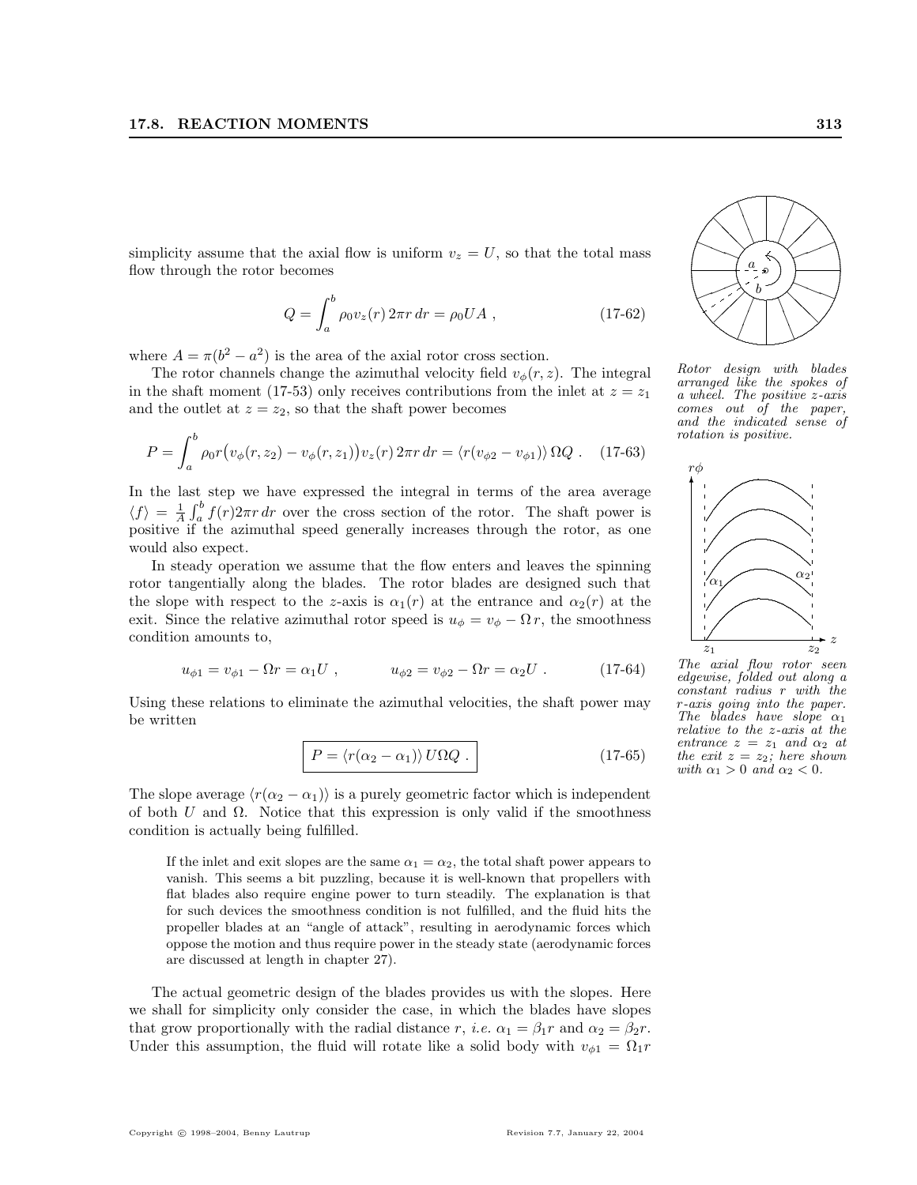simplicity assume that the axial flow is uniform $v_z = U$, so that the total mass flow through the rotor becomes

$$Q = \int_a^b \rho_0 v_z(r)\, 2\pi r\, dr = \rho_0 U A\ , \tag{17-62}$$

where $A = \pi(b^2 - a^2)$ is the area of the axial rotor cross section.

The rotor channels change the azimuthal velocity field $v_\phi(r, z)$. The integral in the shaft moment (17-53) only receives contributions from the inlet at $z = z_1$ and the outlet at $z = z_2$, so that the shaft power becomes

$$P = \int_a^b \rho_0 r\big(v_\phi(r, z_2) - v_\phi(r, z_1)\big) v_z(r)\, 2\pi r\, dr = \langle r(v_{\phi 2} - v_{\phi 1})\rangle\, \Omega Q\ . \tag{17-63}$$

In the last step we have expressed the integral in terms of the area average $\langle f \rangle = \frac{1}{A}\int_a^b f(r) 2\pi r\, dr$ over the cross section of the rotor. The shaft power is positive if the azimuthal speed generally increases through the rotor, as one would also expect.

In steady operation we assume that the flow enters and leaves the spinning rotor tangentially along the blades. The rotor blades are designed such that the slope with respect to the $z$-axis is $\alpha_1(r)$ at the entrance and $\alpha_2(r)$ at the exit. Since the relative azimuthal rotor speed is $u_\phi = v_\phi - \Omega\, r$, the smoothness condition amounts to,

$$u_{\phi 1} = v_{\phi 1} - \Omega r = \alpha_1 U\ , \qquad\qquad u_{\phi 2} = v_{\phi 2} - \Omega r = \alpha_2 U\ . \tag{17-64}$$

Using these relations to eliminate the azimuthal velocities, the shaft power may be written

$$\boxed{P = \langle r(\alpha_2 - \alpha_1)\rangle\, U \Omega Q\ .} \tag{17-65}$$

The slope average $\langle r(\alpha_2 - \alpha_1)\rangle$ is a purely geometric factor which is independent of both $U$ and $\Omega$. Notice that this expression is only valid if the smoothness condition is actually being fulfilled.

> If the inlet and exit slopes are the same $\alpha_1 = \alpha_2$, the total shaft power appears to vanish. This seems a bit puzzling, because it is well-known that propellers with flat blades also require engine power to turn steadily. The explanation is that for such devices the smoothness condition is not fulfilled, and the fluid hits the propeller blades at an "angle of attack", resulting in aerodynamic forces which oppose the motion and thus require power in the steady state (aerodynamic forces are discussed at length in chapter 27).

The actual geometric design of the blades provides us with the slopes. Here we shall for simplicity only consider the case, in which the blades have slopes that grow proportionally with the radial distance $r$, *i.e.* $\alpha_1 = \beta_1 r$ and $\alpha_2 = \beta_2 r$. Under this assumption, the fluid will rotate like a solid body with $v_{\phi 1} = \Omega_1 r$

*Rotor design with blades arranged like the spokes of a wheel. The positive $z$-axis comes out of the paper, and the indicated sense of rotation is positive.*

*The axial flow rotor seen edgewise, folded out along a constant radius $r$ with the $r$-axis going into the paper. The blades have slope $\alpha_1$ relative to the $z$-axis at the entrance $z = z_1$ and $\alpha_2$ at the exit $z = z_2$; here shown with $\alpha_1 > 0$ and $\alpha_2 < 0$.*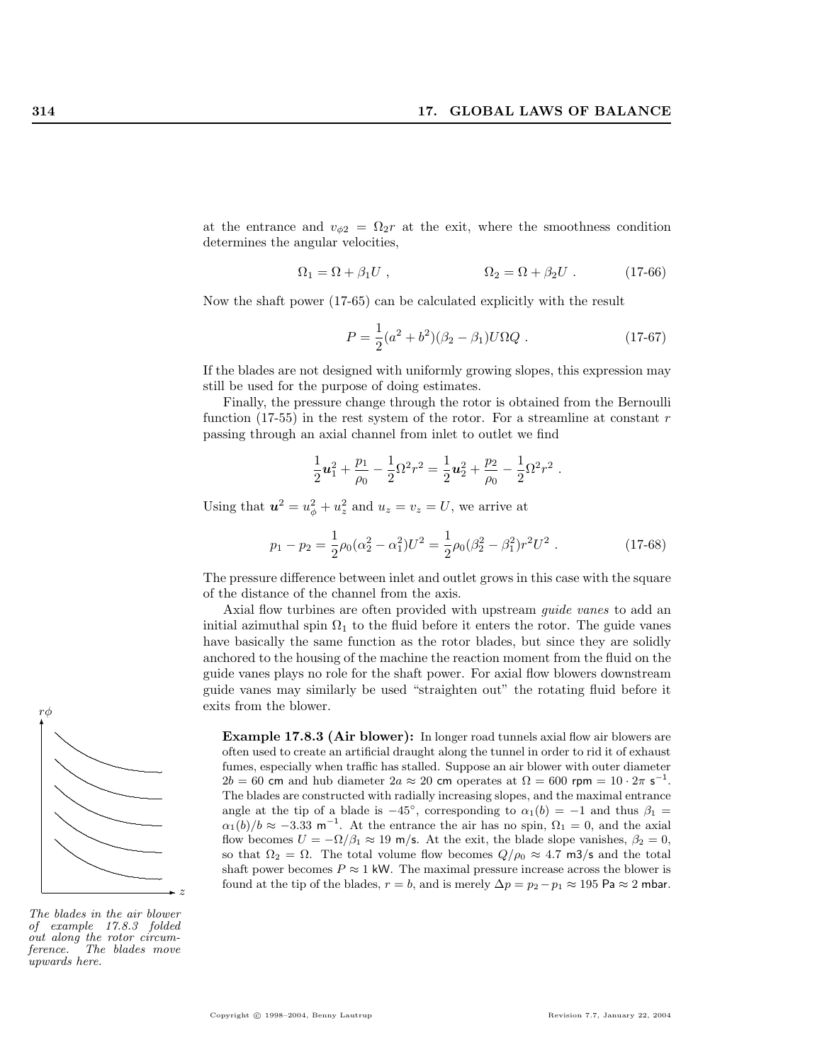at the entrance and $v_{\phi 2} = \Omega_2 r$ at the exit, where the smoothness condition determines the angular velocities,

$$\Omega_1 = \Omega + \beta_1 U \; , \qquad\qquad \Omega_2 = \Omega + \beta_2 U \; . \tag{17-66}$$

Now the shaft power (17-65) can be calculated explicitly with the result

$$P = \frac{1}{2}(a^2 + b^2)(\beta_2 - \beta_1)U\Omega Q \; . \tag{17-67}$$

If the blades are not designed with uniformly growing slopes, this expression may still be used for the purpose of doing estimates.

Finally, the pressure change through the rotor is obtained from the Bernoulli function (17-55) in the rest system of the rotor. For a streamline at constant $r$ passing through an axial channel from inlet to outlet we find

$$\frac{1}{2}\boldsymbol{u}_1^2 + \frac{p_1}{\rho_0} - \frac{1}{2}\Omega^2 r^2 = \frac{1}{2}\boldsymbol{u}_2^2 + \frac{p_2}{\rho_0} - \frac{1}{2}\Omega^2 r^2 \; .$$

Using that $\boldsymbol{u}^2 = u_\phi^2 + u_z^2$ and $u_z = v_z = U$, we arrive at

$$p_1 - p_2 = \frac{1}{2}\rho_0(\alpha_2^2 - \alpha_1^2)U^2 = \frac{1}{2}\rho_0(\beta_2^2 - \beta_1^2)r^2 U^2 \; . \tag{17-68}$$

The pressure difference between inlet and outlet grows in this case with the square of the distance of the channel from the axis.

Axial flow turbines are often provided with upstream *guide vanes* to add an initial azimuthal spin $\Omega_1$ to the fluid before it enters the rotor. The guide vanes have basically the same function as the rotor blades, but since they are solidly anchored to the housing of the machine the reaction moment from the fluid on the guide vanes plays no role for the shaft power. For axial flow blowers downstream guide vanes may similarly be used "straighten out" the rotating fluid before it exits from the blower.

**Example 17.8.3 (Air blower):** In longer road tunnels axial flow air blowers are often used to create an artificial draught along the tunnel in order to rid it of exhaust fumes, especially when traffic has stalled. Suppose an air blower with outer diameter $2b = 60$ cm and hub diameter $2a \approx 20$ cm operates at $\Omega = 600$ rpm $= 10 \cdot 2\pi$ s$^{-1}$. The blades are constructed with radially increasing slopes, and the maximal entrance angle at the tip of a blade is $-45°$, corresponding to $\alpha_1(b) = -1$ and thus $\beta_1 = \alpha_1(b)/b \approx -3.33$ m$^{-1}$. At the entrance the air has no spin, $\Omega_1 = 0$, and the axial flow becomes $U = -\Omega/\beta_1 \approx 19$ m/s. At the exit, the blade slope vanishes, $\beta_2 = 0$, so that $\Omega_2 = \Omega$. The total volume flow becomes $Q/\rho_0 \approx 4.7$ m3/s and the total shaft power becomes $P \approx 1$ kW. The maximal pressure increase across the blower is found at the tip of the blades, $r = b$, and is merely $\Delta p = p_2 - p_1 \approx 195$ Pa $\approx 2$ mbar.

*The blades in the air blower of example 17.8.3 folded out along the rotor circumference. The blades move upwards here.*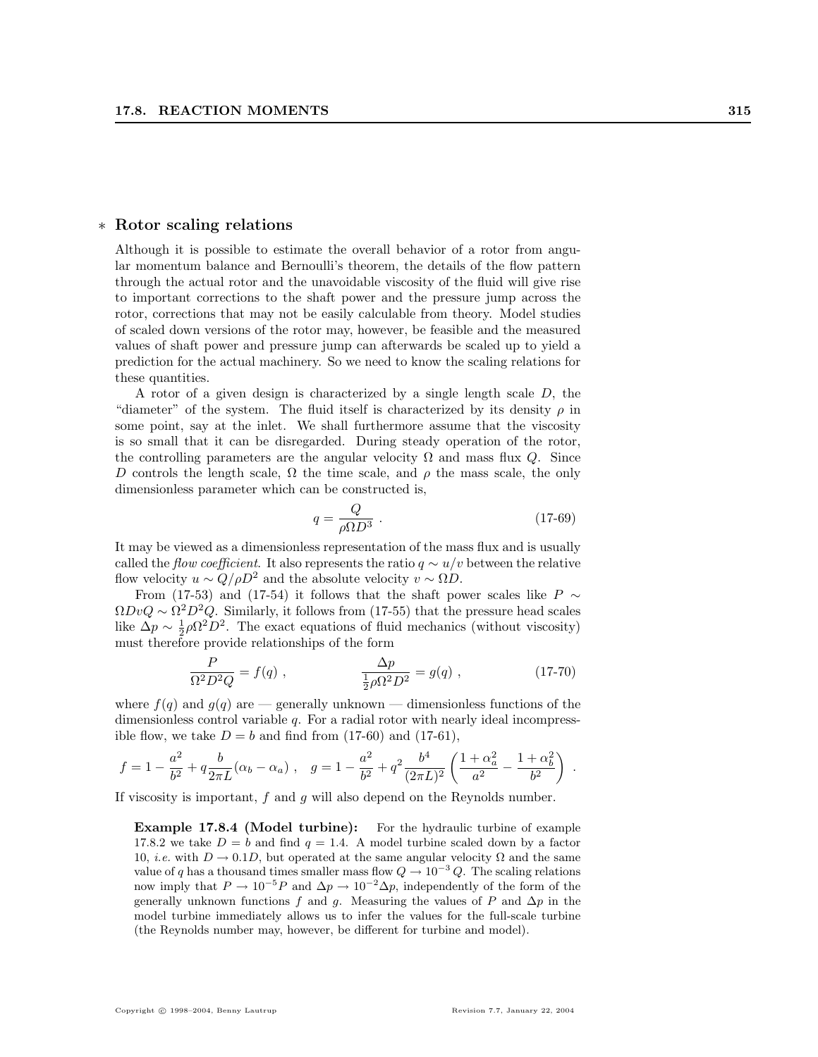## * Rotor scaling relations

Although it is possible to estimate the overall behavior of a rotor from angular momentum balance and Bernoulli's theorem, the details of the flow pattern through the actual rotor and the unavoidable viscosity of the fluid will give rise to important corrections to the shaft power and the pressure jump across the rotor, corrections that may not be easily calculable from theory. Model studies of scaled down versions of the rotor may, however, be feasible and the measured values of shaft power and pressure jump can afterwards be scaled up to yield a prediction for the actual machinery. So we need to know the scaling relations for these quantities.

A rotor of a given design is characterized by a single length scale $D$, the "diameter" of the system. The fluid itself is characterized by its density $\rho$ in some point, say at the inlet. We shall furthermore assume that the viscosity is so small that it can be disregarded. During steady operation of the rotor, the controlling parameters are the angular velocity $\Omega$ and mass flux $Q$. Since $D$ controls the length scale, $\Omega$ the time scale, and $\rho$ the mass scale, the only dimensionless parameter which can be constructed is,

$$q = \frac{Q}{\rho \Omega D^3} \, . \tag{17-69}$$

It may be viewed as a dimensionless representation of the mass flux and is usually called the *flow coefficient*. It also represents the ratio $q \sim u/v$ between the relative flow velocity $u \sim Q/\rho D^2$ and the absolute velocity $v \sim \Omega D$.

From (17-53) and (17-54) it follows that the shaft power scales like $P \sim \Omega D v Q \sim \Omega^2 D^2 Q$. Similarly, it follows from (17-55) that the pressure head scales like $\Delta p \sim \frac{1}{2}\rho \Omega^2 D^2$. The exact equations of fluid mechanics (without viscosity) must therefore provide relationships of the form

$$\frac{P}{\Omega^2 D^2 Q} = f(q) \, , \qquad \frac{\Delta p}{\frac{1}{2}\rho \Omega^2 D^2} = g(q) \, , \tag{17-70}$$

where $f(q)$ and $g(q)$ are — generally unknown — dimensionless functions of the dimensionless control variable $q$. For a radial rotor with nearly ideal incompressible flow, we take $D = b$ and find from (17-60) and (17-61),

$$f = 1 - \frac{a^2}{b^2} + q\frac{b}{2\pi L}(\alpha_b - \alpha_a) \, , \quad g = 1 - \frac{a^2}{b^2} + q^2 \frac{b^4}{(2\pi L)^2}\left(\frac{1+\alpha_a^2}{a^2} - \frac{1+\alpha_b^2}{b^2}\right) \, .$$

If viscosity is important, $f$ and $g$ will also depend on the Reynolds number.

> **Example 17.8.4 (Model turbine):** For the hydraulic turbine of example 17.8.2 we take $D = b$ and find $q = 1.4$. A model turbine scaled down by a factor 10, *i.e.* with $D \to 0.1D$, but operated at the same angular velocity $\Omega$ and the same value of $q$ has a thousand times smaller mass flow $Q \to 10^{-3}\, Q$. The scaling relations now imply that $P \to 10^{-5} P$ and $\Delta p \to 10^{-2} \Delta p$, independently of the form of the generally unknown functions $f$ and $g$. Measuring the values of $P$ and $\Delta p$ in the model turbine immediately allows us to infer the values for the full-scale turbine (the Reynolds number may, however, be different for turbine and model).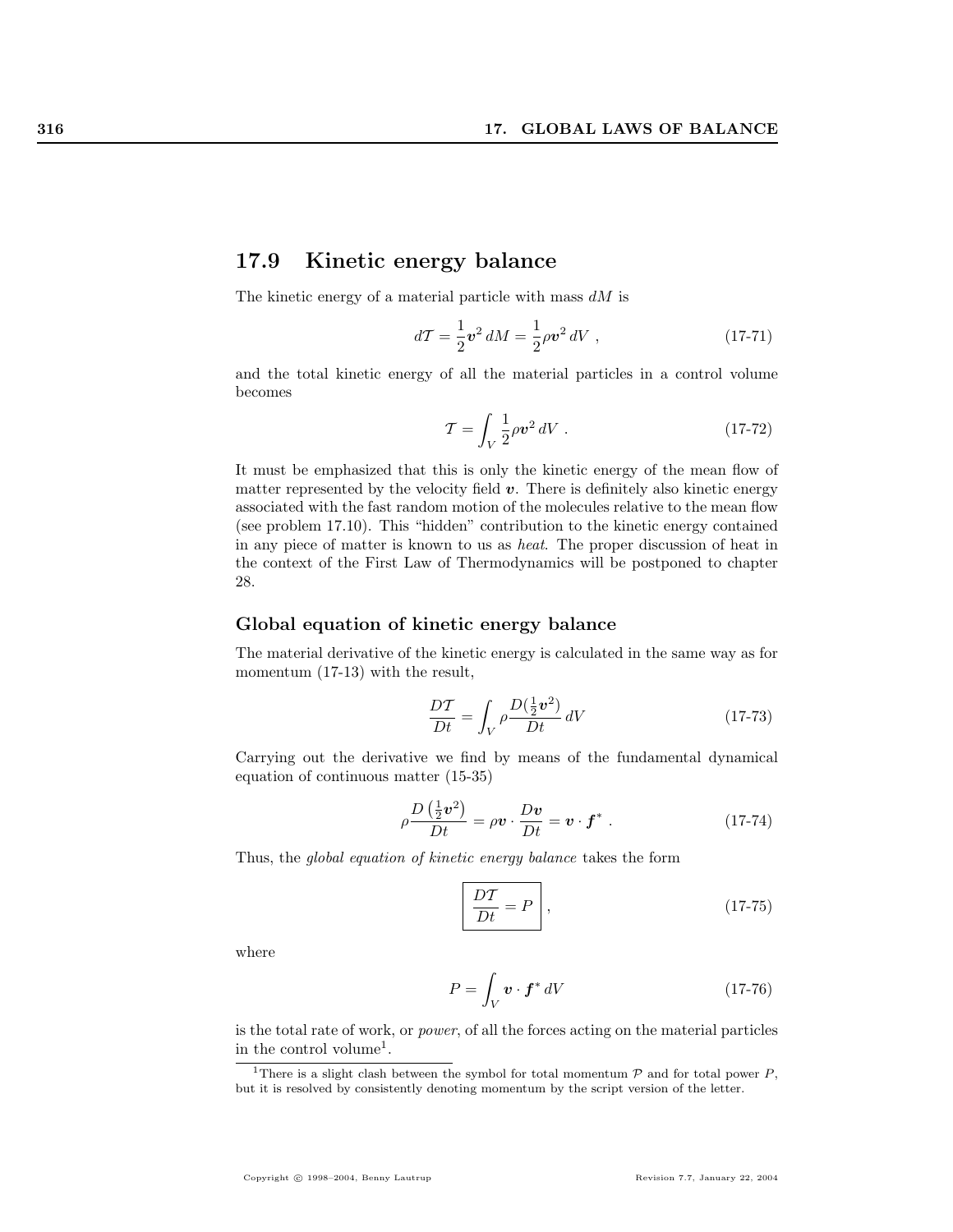## 17.9 Kinetic energy balance

The kinetic energy of a material particle with mass $dM$ is

$$d\mathcal{T} = \frac{1}{2}\boldsymbol{v}^2\, dM = \frac{1}{2}\rho \boldsymbol{v}^2\, dV \;, \tag{17-71}$$

and the total kinetic energy of all the material particles in a control volume becomes

$$\mathcal{T} = \int_V \frac{1}{2}\rho \boldsymbol{v}^2\, dV \;. \tag{17-72}$$

It must be emphasized that this is only the kinetic energy of the mean flow of matter represented by the velocity field $\boldsymbol{v}$. There is definitely also kinetic energy associated with the fast random motion of the molecules relative to the mean flow (see problem 17.10). This "hidden" contribution to the kinetic energy contained in any piece of matter is known to us as *heat*. The proper discussion of heat in the context of the First Law of Thermodynamics will be postponed to chapter 28.

### Global equation of kinetic energy balance

The material derivative of the kinetic energy is calculated in the same way as for momentum (17-13) with the result,

$$\frac{D\mathcal{T}}{Dt} = \int_V \rho \frac{D(\frac{1}{2}\boldsymbol{v}^2)}{Dt}\, dV \tag{17-73}$$

Carrying out the derivative we find by means of the fundamental dynamical equation of continuous matter (15-35)

$$\rho \frac{D\left(\frac{1}{2}\boldsymbol{v}^2\right)}{Dt} = \rho \boldsymbol{v} \cdot \frac{D\boldsymbol{v}}{Dt} = \boldsymbol{v} \cdot \boldsymbol{f}^* \;. \tag{17-74}$$

Thus, the *global equation of kinetic energy balance* takes the form

$$\boxed{\frac{D\mathcal{T}}{Dt} = P} \;, \tag{17-75}$$

where

$$P = \int_V \boldsymbol{v} \cdot \boldsymbol{f}^*\, dV \tag{17-76}$$

is the total rate of work, or *power*, of all the forces acting on the material particles in the control volume[1].

[1] There is a slight clash between the symbol for total momentum $\mathcal{P}$ and for total power $P$, but it is resolved by consistently denoting momentum by the script version of the letter.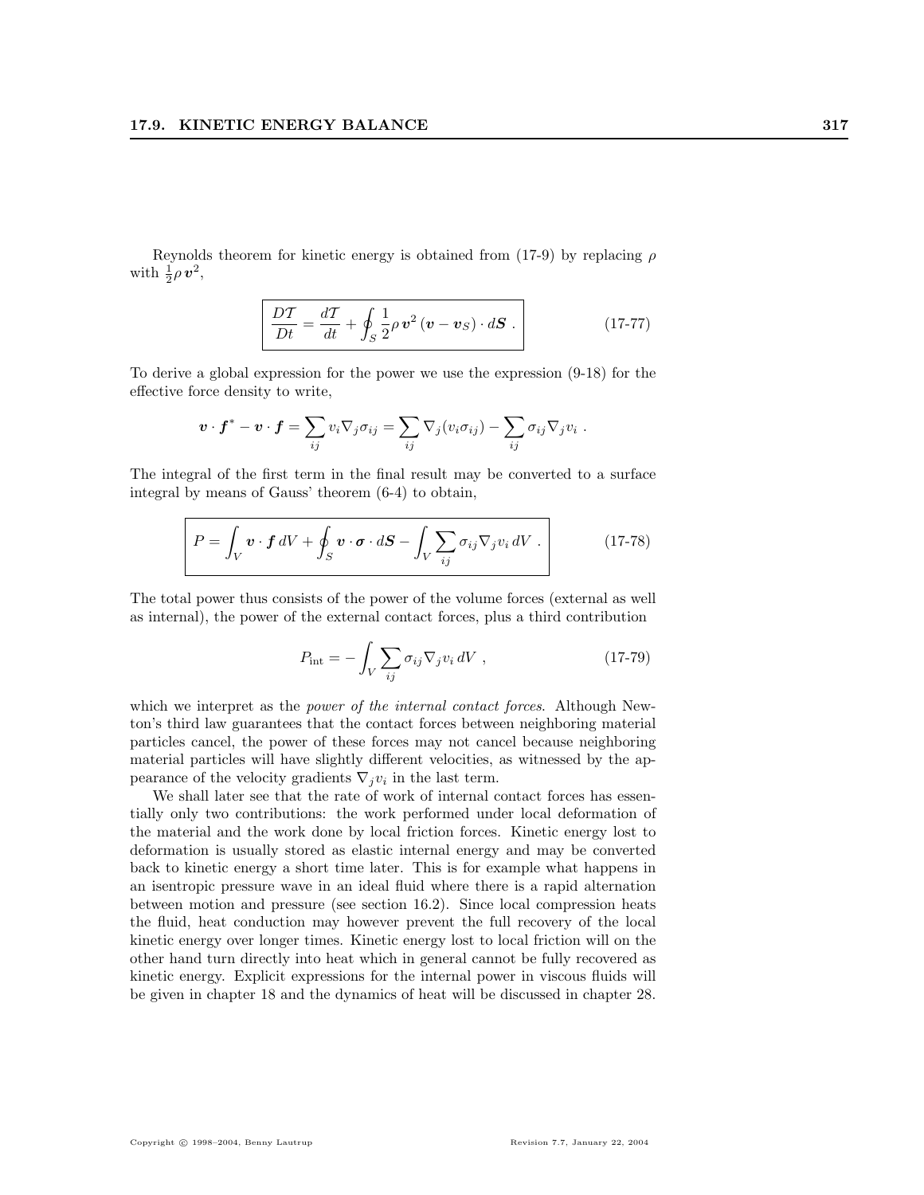Reynolds theorem for kinetic energy is obtained from (17-9) by replacing $\rho$ with $\frac{1}{2}\rho\,\boldsymbol{v}^2$,

$$\boxed{\frac{D\mathcal{T}}{Dt} = \frac{d\mathcal{T}}{dt} + \oint_S \frac{1}{2}\rho\,\boldsymbol{v}^2\,(\boldsymbol{v} - \boldsymbol{v}_S)\cdot d\boldsymbol{S}\ .} \tag{17-77}$$

To derive a global expression for the power we use the expression (9-18) for the effective force density to write,

$$\boldsymbol{v}\cdot\boldsymbol{f}^* - \boldsymbol{v}\cdot\boldsymbol{f} = \sum_{ij} v_i \nabla_j \sigma_{ij} = \sum_{ij} \nabla_j (v_i \sigma_{ij}) - \sum_{ij} \sigma_{ij}\nabla_j v_i\ .$$

The integral of the first term in the final result may be converted to a surface integral by means of Gauss' theorem (6-4) to obtain,

$$\boxed{P = \int_V \boldsymbol{v}\cdot\boldsymbol{f}\,dV + \oint_S \boldsymbol{v}\cdot\boldsymbol{\sigma}\cdot d\boldsymbol{S} - \int_V \sum_{ij} \sigma_{ij}\nabla_j v_i\,dV\ .} \tag{17-78}$$

The total power thus consists of the power of the volume forces (external as well as internal), the power of the external contact forces, plus a third contribution

$$P_{\text{int}} = -\int_V \sum_{ij} \sigma_{ij}\nabla_j v_i\,dV\ , \tag{17-79}$$

which we interpret as the *power of the internal contact forces*. Although Newton's third law guarantees that the contact forces between neighboring material particles cancel, the power of these forces may not cancel because neighboring material particles will have slightly different velocities, as witnessed by the appearance of the velocity gradients $\nabla_j v_i$ in the last term.

We shall later see that the rate of work of internal contact forces has essentially only two contributions: the work performed under local deformation of the material and the work done by local friction forces. Kinetic energy lost to deformation is usually stored as elastic internal energy and may be converted back to kinetic energy a short time later. This is for example what happens in an isentropic pressure wave in an ideal fluid where there is a rapid alternation between motion and pressure (see section 16.2). Since local compression heats the fluid, heat conduction may however prevent the full recovery of the local kinetic energy over longer times. Kinetic energy lost to local friction will on the other hand turn directly into heat which in general cannot be fully recovered as kinetic energy. Explicit expressions for the internal power in viscous fluids will be given in chapter 18 and the dynamics of heat will be discussed in chapter 28.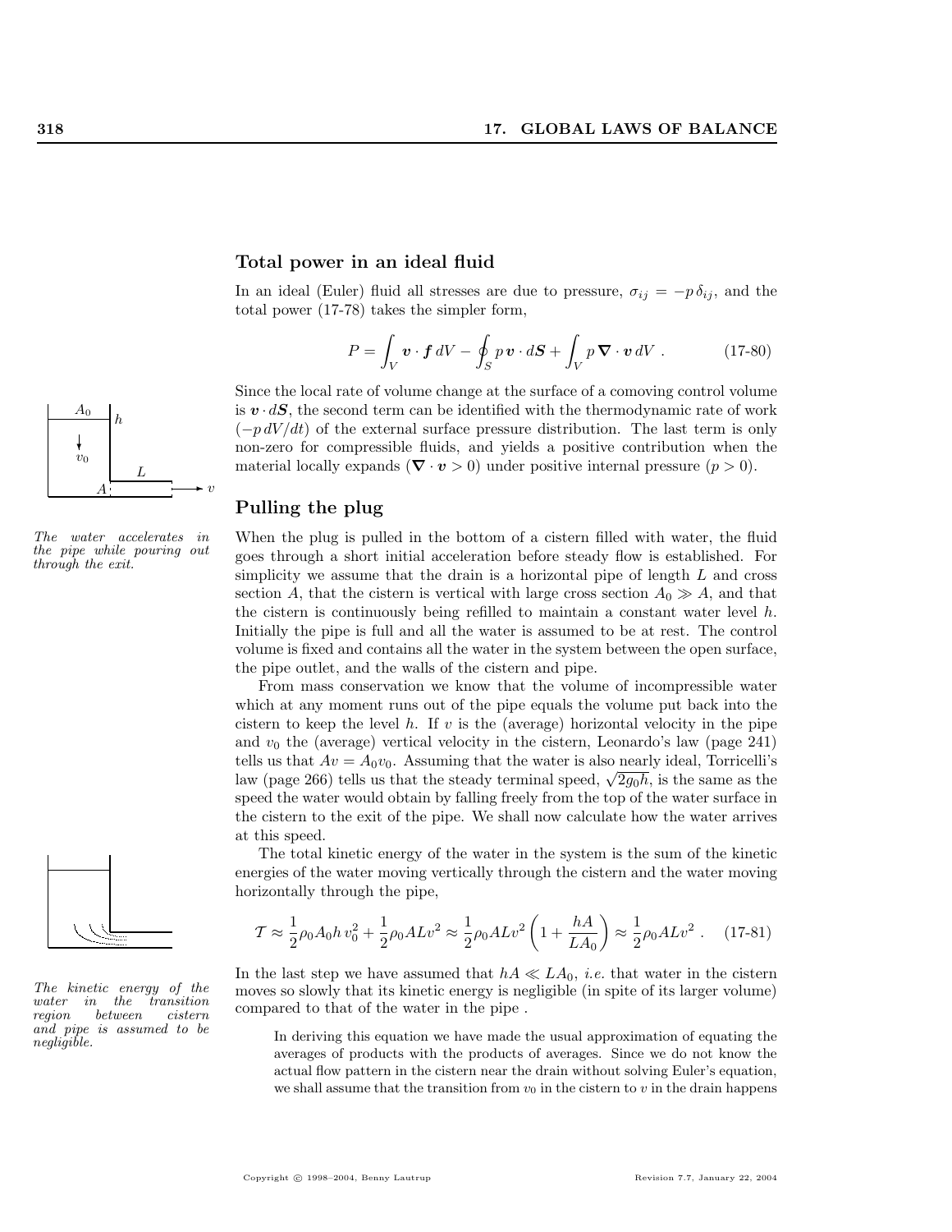## Total power in an ideal fluid

In an ideal (Euler) fluid all stresses are due to pressure, $\sigma_{ij} = -p\,\delta_{ij}$, and the total power (17-78) takes the simpler form,

$$P = \int_V \boldsymbol{v} \cdot \boldsymbol{f}\, dV - \oint_S p\, \boldsymbol{v} \cdot d\boldsymbol{S} + \int_V p\, \boldsymbol{\nabla} \cdot \boldsymbol{v}\, dV \,. \tag{17-80}$$

Since the local rate of volume change at the surface of a comoving control volume is $\boldsymbol{v} \cdot d\boldsymbol{S}$, the second term can be identified with the thermodynamic rate of work ($-p\, dV/dt$) of the external surface pressure distribution. The last term is only non-zero for compressible fluids, and yields a positive contribution when the material locally expands ($\boldsymbol{\nabla} \cdot \boldsymbol{v} > 0$) under positive internal pressure ($p > 0$).

*The water accelerates in the pipe while pouring out through the exit.*

## Pulling the plug

When the plug is pulled in the bottom of a cistern filled with water, the fluid goes through a short initial acceleration before steady flow is established. For simplicity we assume that the drain is a horizontal pipe of length $L$ and cross section $A$, that the cistern is vertical with large cross section $A_0 \gg A$, and that the cistern is continuously being refilled to maintain a constant water level $h$. Initially the pipe is full and all the water is assumed to be at rest. The control volume is fixed and contains all the water in the system between the open surface, the pipe outlet, and the walls of the cistern and pipe.

From mass conservation we know that the volume of incompressible water which at any moment runs out of the pipe equals the volume put back into the cistern to keep the level $h$. If $v$ is the (average) horizontal velocity in the pipe and $v_0$ the (average) vertical velocity in the cistern, Leonardo's law (page 241) tells us that $Av = A_0 v_0$. Assuming that the water is also nearly ideal, Torricelli's law (page 266) tells us that the steady terminal speed, $\sqrt{2g_0 h}$, is the same as the speed the water would obtain by falling freely from the top of the water surface in the cistern to the exit of the pipe. We shall now calculate how the water arrives at this speed.

The total kinetic energy of the water in the system is the sum of the kinetic energies of the water moving vertically through the cistern and the water moving horizontally through the pipe,

$$\mathcal{T} \approx \frac{1}{2}\rho_0 A_0 h\, v_0^2 + \frac{1}{2}\rho_0 A L v^2 \approx \frac{1}{2}\rho_0 A L v^2 \left(1 + \frac{hA}{LA_0}\right) \approx \frac{1}{2}\rho_0 A L v^2 \,. \tag{17-81}$$

In the last step we have assumed that $hA \ll LA_0$, *i.e.* that water in the cistern moves so slowly that its kinetic energy is negligible (in spite of its larger volume) compared to that of the water in the pipe .

*The kinetic energy of the water in the transition region between cistern and pipe is assumed to be negligible.*

> In deriving this equation we have made the usual approximation of equating the averages of products with the products of averages. Since we do not know the actual flow pattern in the cistern near the drain without solving Euler's equation, we shall assume that the transition from $v_0$ in the cistern to $v$ in the drain happens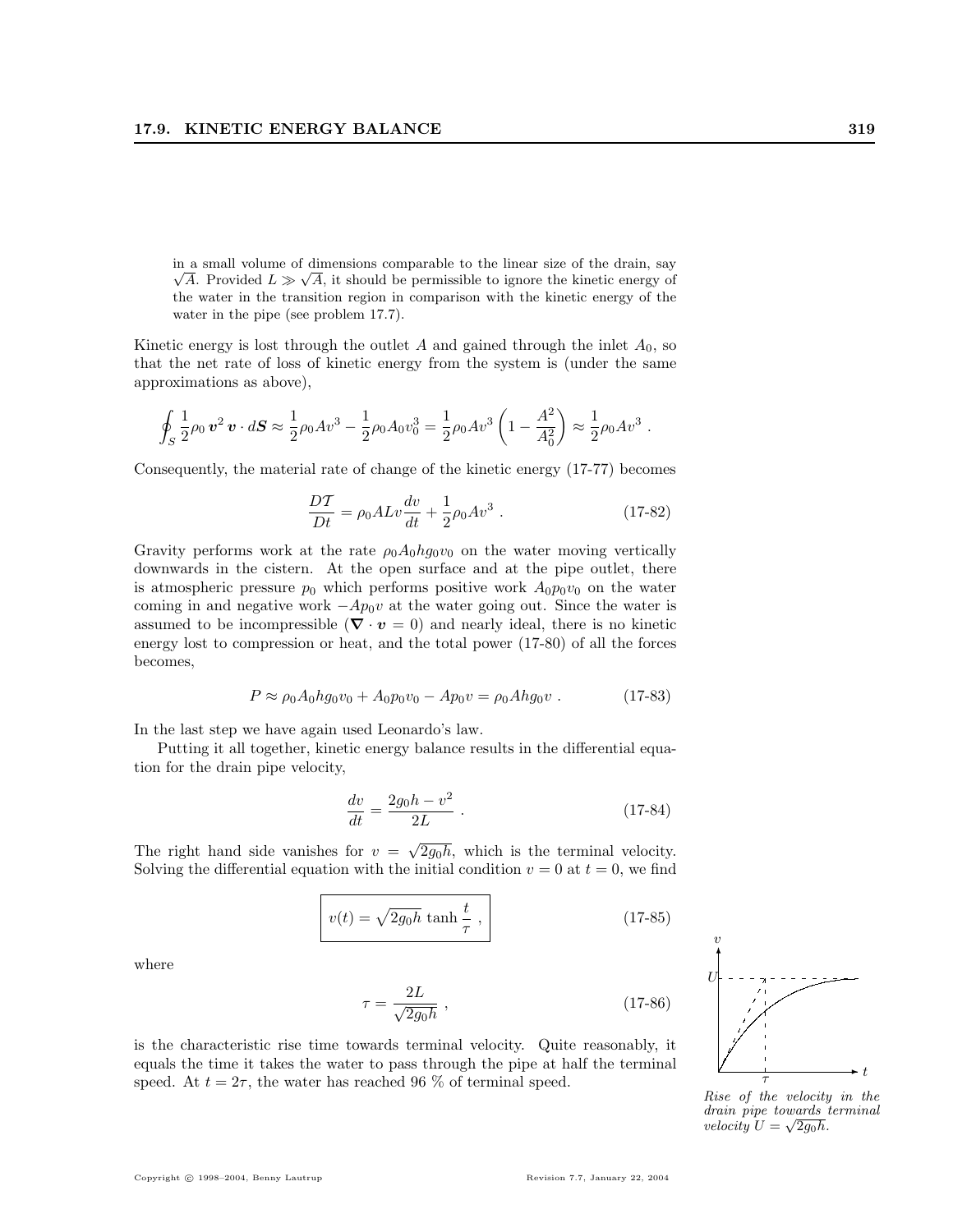in a small volume of dimensions comparable to the linear size of the drain, say $\sqrt{A}$. Provided $L \gg \sqrt{A}$, it should be permissible to ignore the kinetic energy of the water in the transition region in comparison with the kinetic energy of the water in the pipe (see problem 17.7).

Kinetic energy is lost through the outlet $A$ and gained through the inlet $A_0$, so that the net rate of loss of kinetic energy from the system is (under the same approximations as above),

$$\oint_S \frac{1}{2}\rho_0 \boldsymbol{v}^2 \boldsymbol{v} \cdot d\boldsymbol{S} \approx \frac{1}{2}\rho_0 A v^3 - \frac{1}{2}\rho_0 A_0 v_0^3 = \frac{1}{2}\rho_0 A v^3 \left(1 - \frac{A^2}{A_0^2}\right) \approx \frac{1}{2}\rho_0 A v^3 \; .$$

Consequently, the material rate of change of the kinetic energy (17-77) becomes

$$\frac{D\mathcal{T}}{Dt} = \rho_0 A L v \frac{dv}{dt} + \frac{1}{2}\rho_0 A v^3 \; . \tag{17-82}$$

Gravity performs work at the rate $\rho_0 A_0 h g_0 v_0$ on the water moving vertically downwards in the cistern. At the open surface and at the pipe outlet, there is atmospheric pressure $p_0$ which performs positive work $A_0 p_0 v_0$ on the water coming in and negative work $-A p_0 v$ at the water going out. Since the water is assumed to be incompressible ($\boldsymbol{\nabla} \cdot \boldsymbol{v} = 0$) and nearly ideal, there is no kinetic energy lost to compression or heat, and the total power (17-80) of all the forces becomes,

$$P \approx \rho_0 A_0 h g_0 v_0 + A_0 p_0 v_0 - A p_0 v = \rho_0 A h g_0 v \; . \tag{17-83}$$

In the last step we have again used Leonardo's law.

Putting it all together, kinetic energy balance results in the differential equation for the drain pipe velocity,

$$\frac{dv}{dt} = \frac{2g_0 h - v^2}{2L} \; . \tag{17-84}$$

The right hand side vanishes for $v = \sqrt{2g_0 h}$, which is the terminal velocity. Solving the differential equation with the initial condition $v = 0$ at $t = 0$, we find

$$\boxed{v(t) = \sqrt{2g_0 h}\, \tanh \frac{t}{\tau}} \; , \tag{17-85}$$

where

$$\tau = \frac{2L}{\sqrt{2g_0 h}} \; , \tag{17-86}$$

is the characteristic rise time towards terminal velocity. Quite reasonably, it equals the time it takes the water to pass through the pipe at half the terminal speed. At $t = 2\tau$, the water has reached 96 % of terminal speed.

*Rise of the velocity in the drain pipe towards terminal velocity $U = \sqrt{2g_0 h}$.*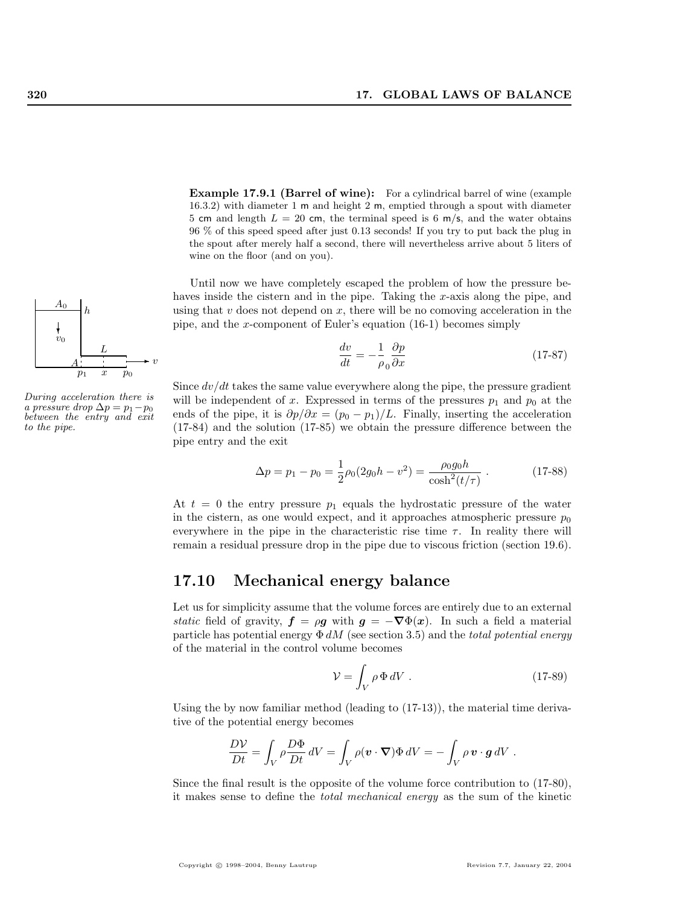**Example 17.9.1 (Barrel of wine):** For a cylindrical barrel of wine (example 16.3.2) with diameter 1 m and height 2 m, emptied through a spout with diameter 5 cm and length $L = 20$ cm, the terminal speed is 6 m/s, and the water obtains 96 % of this speed speed after just 0.13 seconds! If you try to put back the plug in the spout after merely half a second, there will nevertheless arrive about 5 liters of wine on the floor (and on you).

*During acceleration there is a pressure drop $\Delta p = p_1 - p_0$ between the entry and exit to the pipe.*

Until now we have completely escaped the problem of how the pressure behaves inside the cistern and in the pipe. Taking the $x$-axis along the pipe, and using that $v$ does not depend on $x$, there will be no comoving acceleration in the pipe, and the $x$-component of Euler's equation (16-1) becomes simply

$$\frac{dv}{dt} = -\frac{1}{\rho_0}\frac{\partial p}{\partial x} \tag{17-87}$$

Since $dv/dt$ takes the same value everywhere along the pipe, the pressure gradient will be independent of $x$. Expressed in terms of the pressures $p_1$ and $p_0$ at the ends of the pipe, it is $\partial p/\partial x = (p_0 - p_1)/L$. Finally, inserting the acceleration (17-84) and the solution (17-85) we obtain the pressure difference between the pipe entry and the exit

$$\Delta p = p_1 - p_0 = \frac{1}{2}\rho_0(2g_0h - v^2) = \frac{\rho_0 g_0 h}{\cosh^2(t/\tau)} \ . \tag{17-88}$$

At $t = 0$ the entry pressure $p_1$ equals the hydrostatic pressure of the water in the cistern, as one would expect, and it approaches atmospheric pressure $p_0$ everywhere in the pipe in the characteristic rise time $\tau$. In reality there will remain a residual pressure drop in the pipe due to viscous friction (section 19.6).

## 17.10 Mechanical energy balance

Let us for simplicity assume that the volume forces are entirely due to an external *static* field of gravity, $\boldsymbol{f} = \rho\boldsymbol{g}$ with $\boldsymbol{g} = -\boldsymbol{\nabla}\Phi(\boldsymbol{x})$. In such a field a material particle has potential energy $\Phi\, dM$ (see section 3.5) and the *total potential energy* of the material in the control volume becomes

$$\mathcal{V} = \int_V \rho\,\Phi\, dV \ . \tag{17-89}$$

Using the by now familiar method (leading to (17-13)), the material time derivative of the potential energy becomes

$$\frac{D\mathcal{V}}{Dt} = \int_V \rho\frac{D\Phi}{Dt}\, dV = \int_V \rho(\boldsymbol{v}\cdot\boldsymbol{\nabla})\Phi\, dV = -\int_V \rho\,\boldsymbol{v}\cdot\boldsymbol{g}\, dV \ .$$

Since the final result is the opposite of the volume force contribution to (17-80), it makes sense to define the *total mechanical energy* as the sum of the kinetic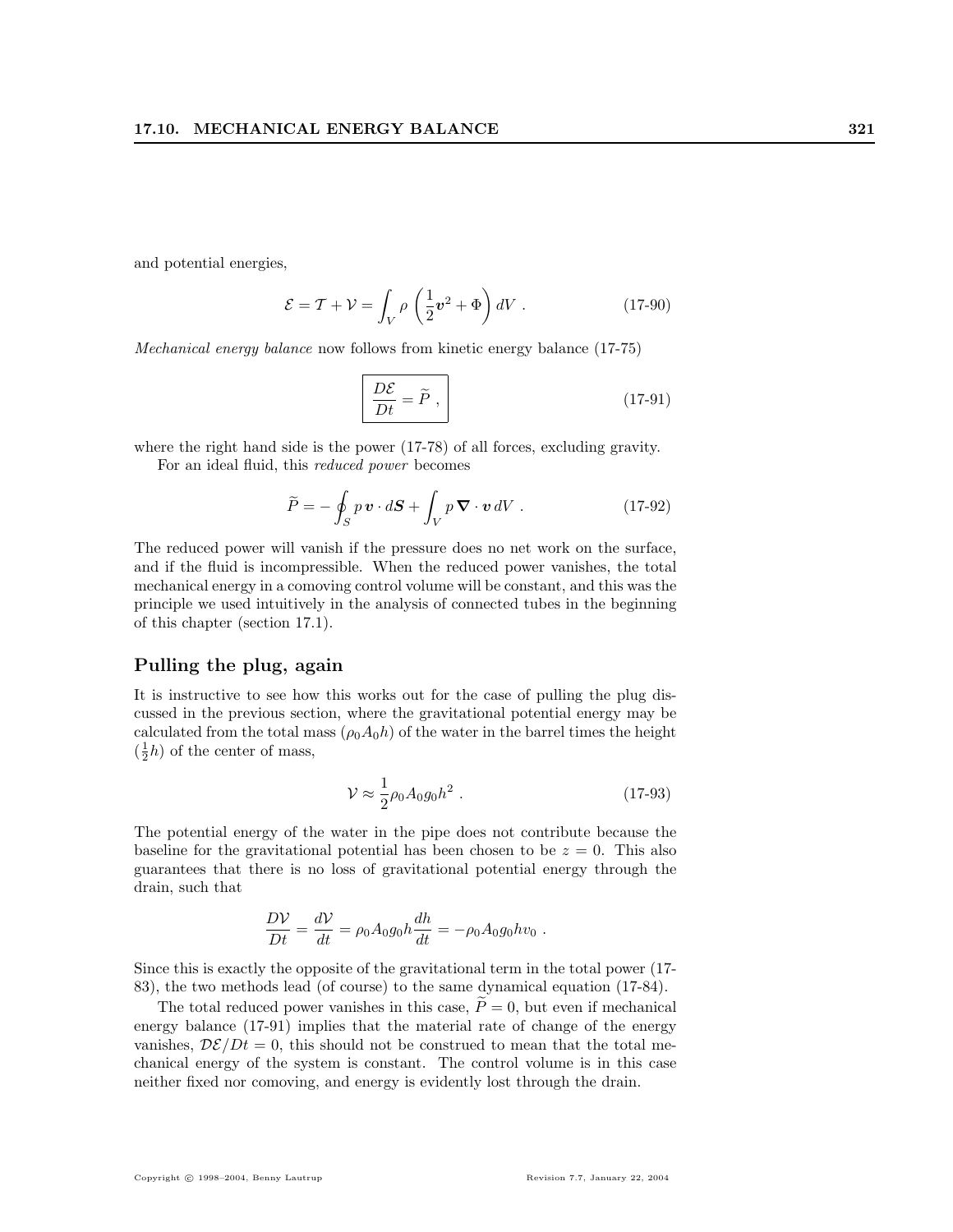and potential energies,

$$\mathcal{E} = \mathcal{T} + \mathcal{V} = \int_V \rho \left( \frac{1}{2}\boldsymbol{v}^2 + \Phi \right) dV \ . \tag{17-90}$$

*Mechanical energy balance* now follows from kinetic energy balance (17-75)

$$\boxed{\frac{D\mathcal{E}}{Dt} = \widetilde{P} \ ,} \tag{17-91}$$

where the right hand side is the power (17-78) of all forces, excluding gravity.

For an ideal fluid, this *reduced power* becomes

$$\widetilde{P} = -\oint_S p\, \boldsymbol{v} \cdot d\boldsymbol{S} + \int_V p\, \boldsymbol{\nabla} \cdot \boldsymbol{v}\, dV \ . \tag{17-92}$$

The reduced power will vanish if the pressure does no net work on the surface, and if the fluid is incompressible. When the reduced power vanishes, the total mechanical energy in a comoving control volume will be constant, and this was the principle we used intuitively in the analysis of connected tubes in the beginning of this chapter (section 17.1).

## Pulling the plug, again

It is instructive to see how this works out for the case of pulling the plug discussed in the previous section, where the gravitational potential energy may be calculated from the total mass ($\rho_0 A_0 h$) of the water in the barrel times the height ($\frac{1}{2}h$) of the center of mass,

$$\mathcal{V} \approx \frac{1}{2}\rho_0 A_0 g_0 h^2 \ . \tag{17-93}$$

The potential energy of the water in the pipe does not contribute because the baseline for the gravitational potential has been chosen to be $z = 0$. This also guarantees that there is no loss of gravitational potential energy through the drain, such that

$$\frac{D\mathcal{V}}{Dt} = \frac{d\mathcal{V}}{dt} = \rho_0 A_0 g_0 h \frac{dh}{dt} = -\rho_0 A_0 g_0 h v_0 \ .$$

Since this is exactly the opposite of the gravitational term in the total power (17-83), the two methods lead (of course) to the same dynamical equation (17-84).

The total reduced power vanishes in this case, $\widetilde{P} = 0$, but even if mechanical energy balance (17-91) implies that the material rate of change of the energy vanishes, $\mathcal{DE}/Dt = 0$, this should not be construed to mean that the total mechanical energy of the system is constant. The control volume is in this case neither fixed nor comoving, and energy is evidently lost through the drain.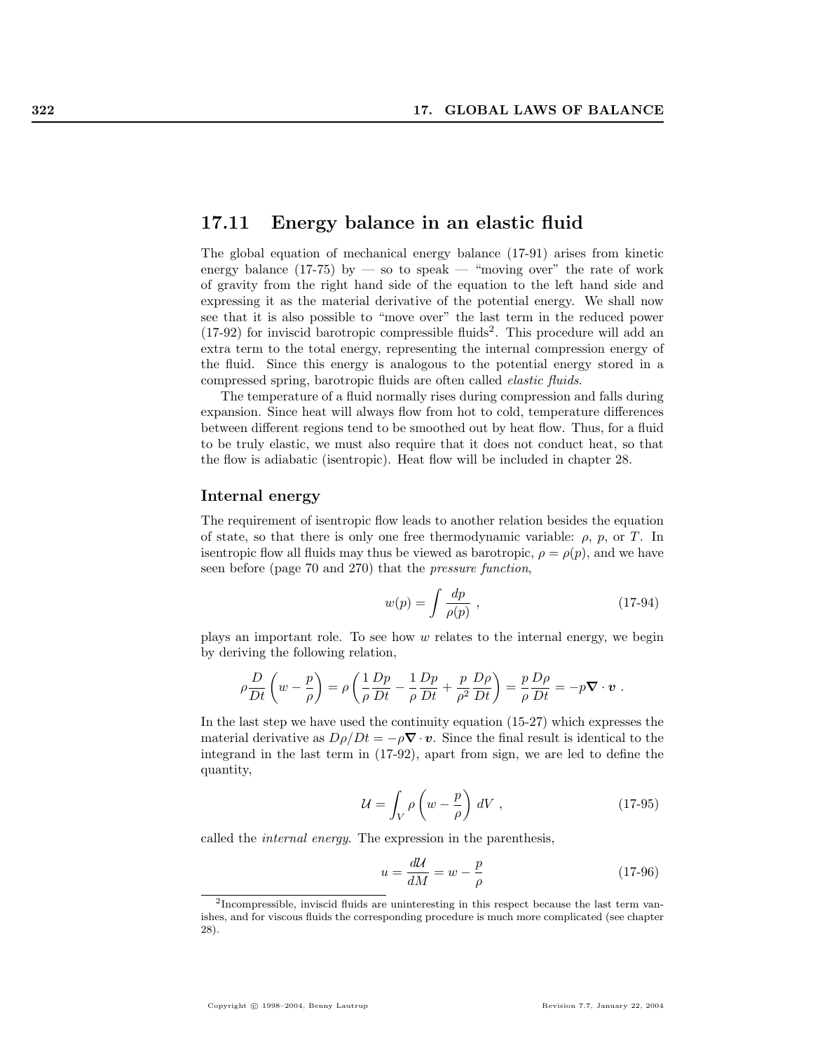## 17.11 Energy balance in an elastic fluid

The global equation of mechanical energy balance (17-91) arises from kinetic energy balance (17-75) by — so to speak — "moving over" the rate of work of gravity from the right hand side of the equation to the left hand side and expressing it as the material derivative of the potential energy. We shall now see that it is also possible to "move over" the last term in the reduced power (17-92) for inviscid barotropic compressible fluids[2]. This procedure will add an extra term to the total energy, representing the internal compression energy of the fluid. Since this energy is analogous to the potential energy stored in a compressed spring, barotropic fluids are often called *elastic fluids*.

The temperature of a fluid normally rises during compression and falls during expansion. Since heat will always flow from hot to cold, temperature differences between different regions tend to be smoothed out by heat flow. Thus, for a fluid to be truly elastic, we must also require that it does not conduct heat, so that the flow is adiabatic (isentropic). Heat flow will be included in chapter 28.

### Internal energy

The requirement of isentropic flow leads to another relation besides the equation of state, so that there is only one free thermodynamic variable: $\rho$, $p$, or $T$. In isentropic flow all fluids may thus be viewed as barotropic, $\rho = \rho(p)$, and we have seen before (page 70 and 270) that the *pressure function*,

$$w(p) = \int \frac{dp}{\rho(p)} \ , \tag{17-94}$$

plays an important role. To see how $w$ relates to the internal energy, we begin by deriving the following relation,

$$\rho \frac{D}{Dt}\left(w - \frac{p}{\rho}\right) = \rho\left(\frac{1}{\rho}\frac{Dp}{Dt} - \frac{1}{\rho}\frac{Dp}{Dt} + \frac{p}{\rho^2}\frac{D\rho}{Dt}\right) = \frac{p}{\rho}\frac{D\rho}{Dt} = -p\boldsymbol{\nabla}\cdot\boldsymbol{v} \ .$$

In the last step we have used the continuity equation (15-27) which expresses the material derivative as $D\rho/Dt = -\rho\boldsymbol{\nabla}\cdot\boldsymbol{v}$. Since the final result is identical to the integrand in the last term in (17-92), apart from sign, we are led to define the quantity,

$$\mathcal{U} = \int_V \rho\left(w - \frac{p}{\rho}\right) dV \ , \tag{17-95}$$

called the *internal energy*. The expression in the parenthesis,

$$u = \frac{d\mathcal{U}}{dM} = w - \frac{p}{\rho} \tag{17-96}$$

[2] Incompressible, inviscid fluids are uninteresting in this respect because the last term vanishes, and for viscous fluids the corresponding procedure is much more complicated (see chapter 28).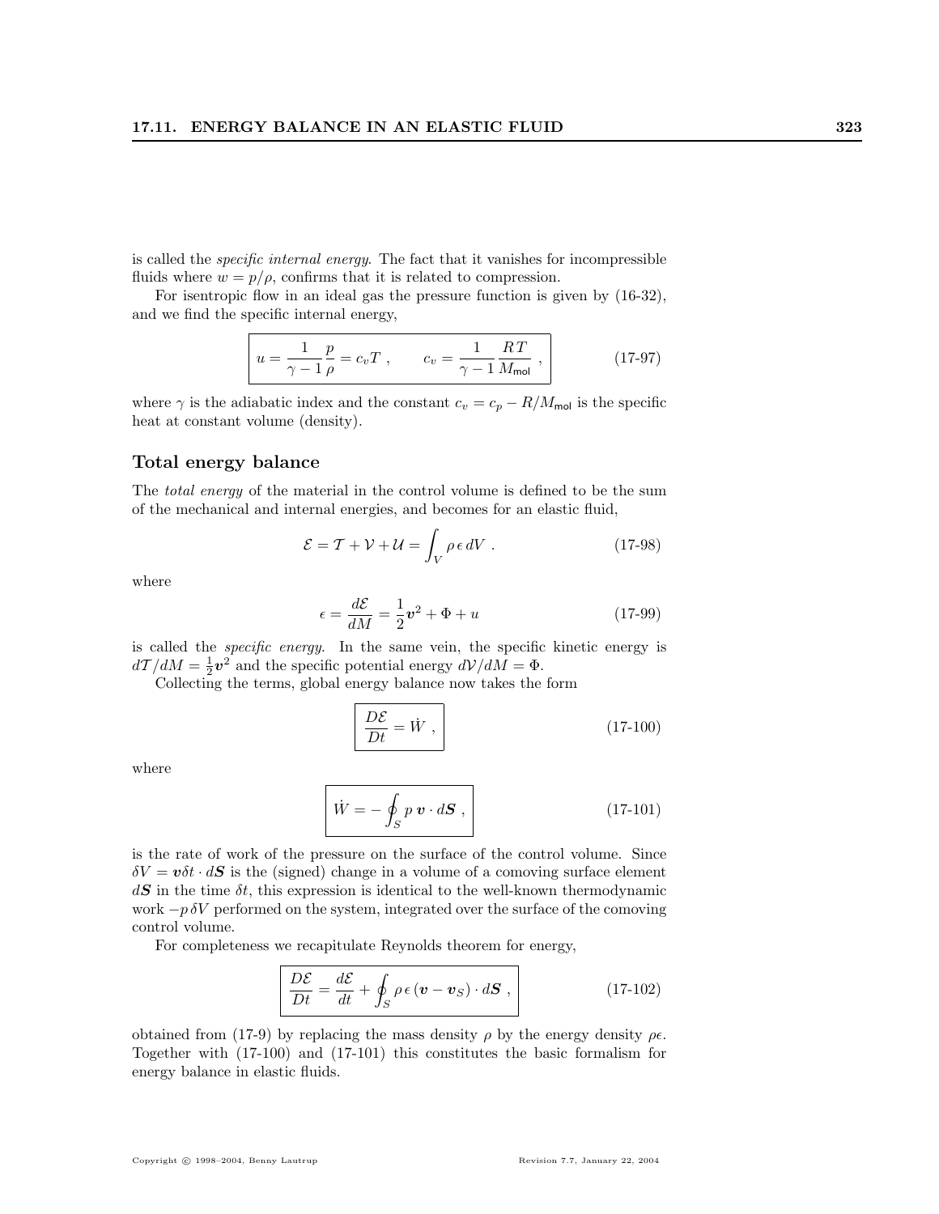is called the *specific internal energy*. The fact that it vanishes for incompressible fluids where $w = p/\rho$, confirms that it is related to compression.

For isentropic flow in an ideal gas the pressure function is given by (16-32), and we find the specific internal energy,

$$u = \frac{1}{\gamma - 1}\frac{p}{\rho} = c_v T \ , \qquad c_v = \frac{1}{\gamma - 1}\frac{RT}{M_{\mathsf{mol}}} \ , \tag{17-97}$$

where $\gamma$ is the adiabatic index and the constant $c_v = c_p - R/M_{\mathsf{mol}}$ is the specific heat at constant volume (density).

### Total energy balance

The *total energy* of the material in the control volume is defined to be the sum of the mechanical and internal energies, and becomes for an elastic fluid,

$$\mathcal{E} = \mathcal{T} + \mathcal{V} + \mathcal{U} = \int_V \rho\, \epsilon\, dV \ . \tag{17-98}$$

where

$$\epsilon = \frac{d\mathcal{E}}{dM} = \frac{1}{2}\boldsymbol{v}^2 + \Phi + u \tag{17-99}$$

is called the *specific energy*. In the same vein, the specific kinetic energy is $d\mathcal{T}/dM = \frac{1}{2}\boldsymbol{v}^2$ and the specific potential energy $d\mathcal{V}/dM = \Phi$.

Collecting the terms, global energy balance now takes the form

$$\frac{D\mathcal{E}}{Dt} = \dot{W} \ , \tag{17-100}$$

where

$$\dot{W} = -\oint_S p\, \boldsymbol{v} \cdot d\boldsymbol{S} \ , \tag{17-101}$$

is the rate of work of the pressure on the surface of the control volume. Since $\delta V = \boldsymbol{v}\delta t \cdot d\boldsymbol{S}$ is the (signed) change in a volume of a comoving surface element $d\boldsymbol{S}$ in the time $\delta t$, this expression is identical to the well-known thermodynamic work $-p\,\delta V$ performed on the system, integrated over the surface of the comoving control volume.

For completeness we recapitulate Reynolds theorem for energy,

$$\frac{D\mathcal{E}}{Dt} = \frac{d\mathcal{E}}{dt} + \oint_S \rho\, \epsilon\, (\boldsymbol{v} - \boldsymbol{v}_S) \cdot d\boldsymbol{S} \ , \tag{17-102}$$

obtained from (17-9) by replacing the mass density $\rho$ by the energy density $\rho\epsilon$. Together with (17-100) and (17-101) this constitutes the basic formalism for energy balance in elastic fluids.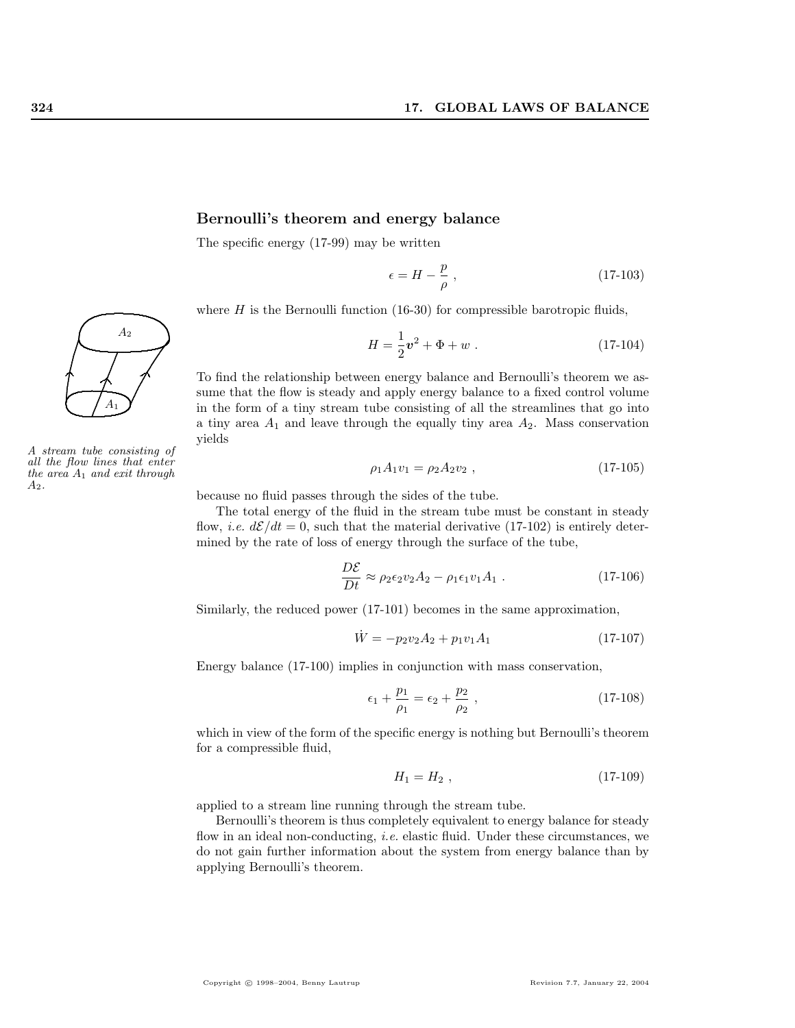## Bernoulli's theorem and energy balance

The specific energy (17-99) may be written

$$\epsilon = H - \frac{p}{\rho} , \tag{17-103}$$

where $H$ is the Bernoulli function (16-30) for compressible barotropic fluids,

$$H = \frac{1}{2}\boldsymbol{v}^2 + \Phi + w . \tag{17-104}$$

*A stream tube consisting of all the flow lines that enter the area $A_1$ and exit through $A_2$.*

To find the relationship between energy balance and Bernoulli's theorem we assume that the flow is steady and apply energy balance to a fixed control volume in the form of a tiny stream tube consisting of all the streamlines that go into a tiny area $A_1$ and leave through the equally tiny area $A_2$. Mass conservation yields

$$\rho_1 A_1 v_1 = \rho_2 A_2 v_2 , \tag{17-105}$$

because no fluid passes through the sides of the tube.

The total energy of the fluid in the stream tube must be constant in steady flow, *i.e.* $d\mathcal{E}/dt = 0$, such that the material derivative (17-102) is entirely determined by the rate of loss of energy through the surface of the tube,

$$\frac{D\mathcal{E}}{Dt} \approx \rho_2 \epsilon_2 v_2 A_2 - \rho_1 \epsilon_1 v_1 A_1 . \tag{17-106}$$

Similarly, the reduced power (17-101) becomes in the same approximation,

$$\dot{W} = -p_2 v_2 A_2 + p_1 v_1 A_1 \tag{17-107}$$

Energy balance (17-100) implies in conjunction with mass conservation,

$$\epsilon_1 + \frac{p_1}{\rho_1} = \epsilon_2 + \frac{p_2}{\rho_2} , \tag{17-108}$$

which in view of the form of the specific energy is nothing but Bernoulli's theorem for a compressible fluid,

$$H_1 = H_2 , \tag{17-109}$$

applied to a stream line running through the stream tube.

Bernoulli's theorem is thus completely equivalent to energy balance for steady flow in an ideal non-conducting, *i.e.* elastic fluid. Under these circumstances, we do not gain further information about the system from energy balance than by applying Bernoulli's theorem.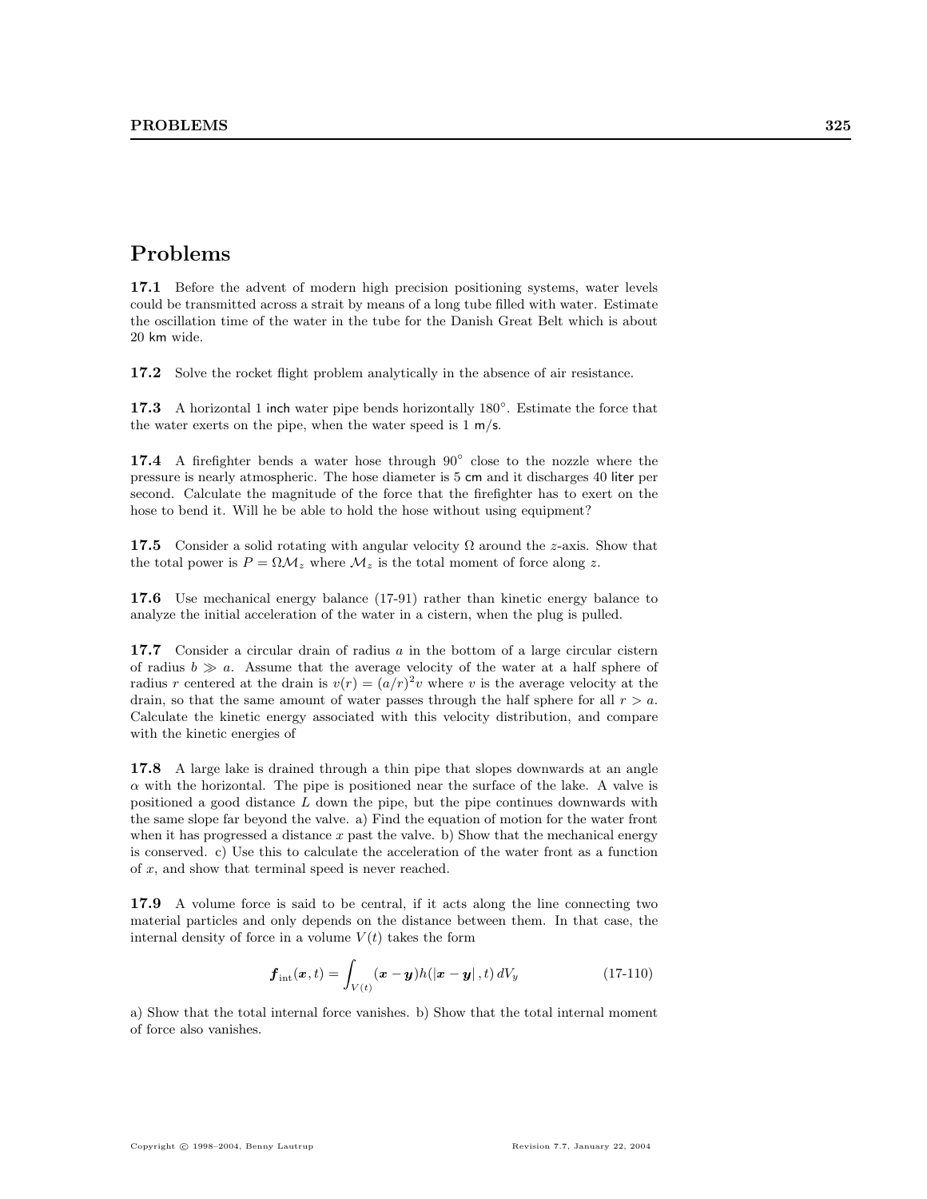# Problems

**17.1** Before the advent of modern high precision positioning systems, water levels could be transmitted across a strait by means of a long tube filled with water. Estimate the oscillation time of the water in the tube for the Danish Great Belt which is about 20 km wide.

**17.2** Solve the rocket flight problem analytically in the absence of air resistance.

**17.3** A horizontal 1 inch water pipe bends horizontally 180°. Estimate the force that the water exerts on the pipe, when the water speed is 1 m/s.

**17.4** A firefighter bends a water hose through 90° close to the nozzle where the pressure is nearly atmospheric. The hose diameter is 5 cm and it discharges 40 liter per second. Calculate the magnitude of the force that the firefighter has to exert on the hose to bend it. Will he be able to hold the hose without using equipment?

**17.5** Consider a solid rotating with angular velocity $\Omega$ around the $z$-axis. Show that the total power is $P = \Omega \mathcal{M}_z$ where $\mathcal{M}_z$ is the total moment of force along $z$.

**17.6** Use mechanical energy balance (17-91) rather than kinetic energy balance to analyze the initial acceleration of the water in a cistern, when the plug is pulled.

**17.7** Consider a circular drain of radius $a$ in the bottom of a large circular cistern of radius $b \gg a$. Assume that the average velocity of the water at a half sphere of radius $r$ centered at the drain is $v(r) = (a/r)^2 v$ where $v$ is the average velocity at the drain, so that the same amount of water passes through the half sphere for all $r > a$. Calculate the kinetic energy associated with this velocity distribution, and compare with the kinetic energies of

**17.8** A large lake is drained through a thin pipe that slopes downwards at an angle $\alpha$ with the horizontal. The pipe is positioned near the surface of the lake. A valve is positioned a good distance $L$ down the pipe, but the pipe continues downwards with the same slope far beyond the valve. a) Find the equation of motion for the water front when it has progressed a distance $x$ past the valve. b) Show that the mechanical energy is conserved. c) Use this to calculate the acceleration of the water front as a function of $x$, and show that terminal speed is never reached.

**17.9** A volume force is said to be central, if it acts along the line connecting two material particles and only depends on the distance between them. In that case, the internal density of force in a volume $V(t)$ takes the form

$$\boldsymbol{f}_{\text{int}}(\boldsymbol{x}, t) = \int_{V(t)} (\boldsymbol{x} - \boldsymbol{y}) h(|\boldsymbol{x} - \boldsymbol{y}|, t)\, dV_y \tag{17-110}$$

a) Show that the total internal force vanishes. b) Show that the total internal moment of force also vanishes.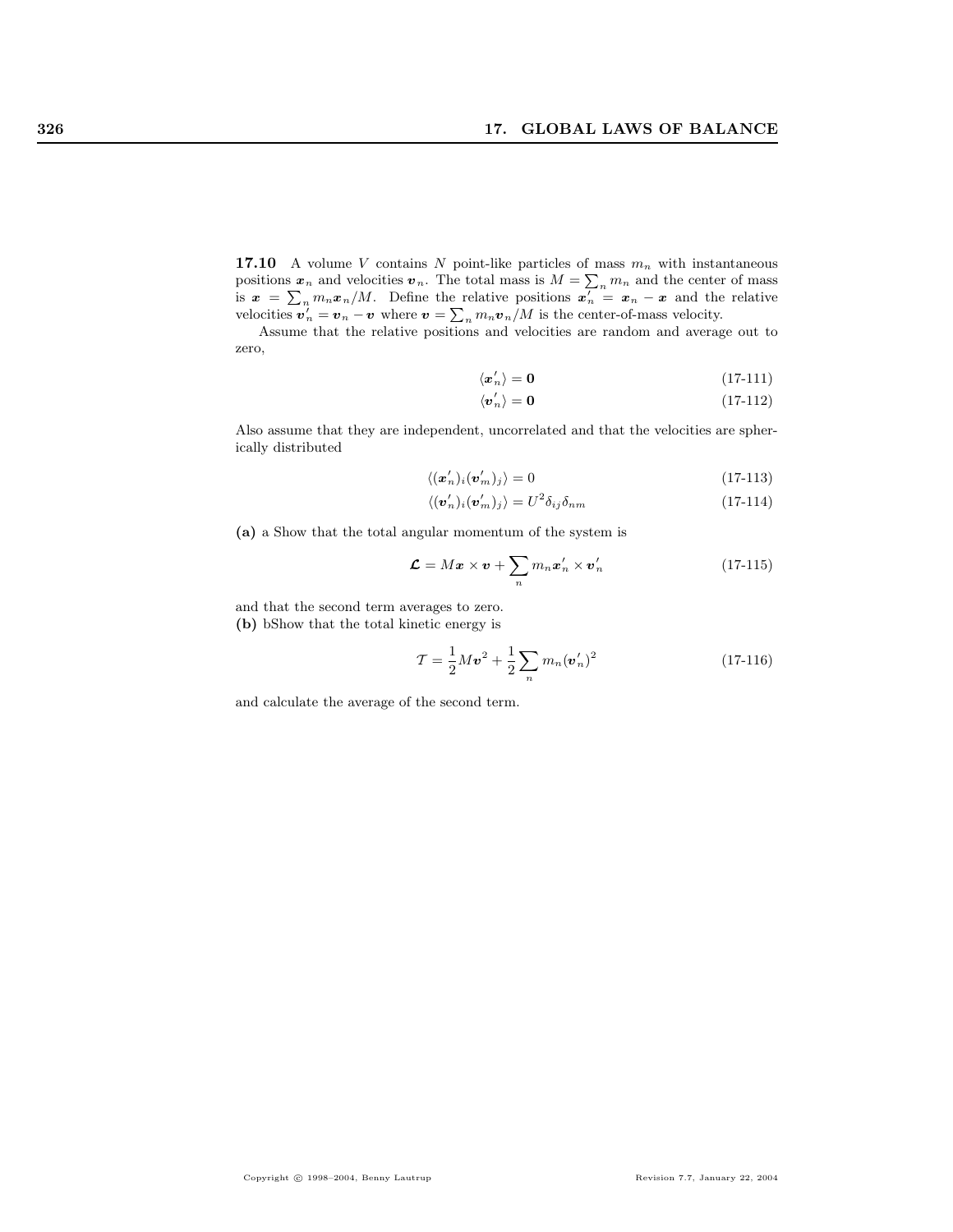**17.10** A volume $V$ contains $N$ point-like particles of mass $m_n$ with instantaneous positions $\boldsymbol{x}_n$ and velocities $\boldsymbol{v}_n$. The total mass is $M = \sum_n m_n$ and the center of mass is $\boldsymbol{x} = \sum_n m_n \boldsymbol{x}_n / M$. Define the relative positions $\boldsymbol{x}'_n = \boldsymbol{x}_n - \boldsymbol{x}$ and the relative velocities $\boldsymbol{v}'_n = \boldsymbol{v}_n - \boldsymbol{v}$ where $\boldsymbol{v} = \sum_n m_n \boldsymbol{v}_n / M$ is the center-of-mass velocity.

Assume that the relative positions and velocities are random and average out to zero,

$$\langle \boldsymbol{x}'_n \rangle = \boldsymbol{0} \tag{17-111}$$

$$\langle \boldsymbol{v}'_n \rangle = \boldsymbol{0} \tag{17-112}$$

Also assume that they are independent, uncorrelated and that the velocities are spherically distributed

$$\langle (\boldsymbol{x}'_n)_i (\boldsymbol{v}'_m)_j \rangle = 0 \tag{17-113}$$

$$\langle (\boldsymbol{v}'_n)_i (\boldsymbol{v}'_m)_j \rangle = U^2 \delta_{ij} \delta_{nm} \tag{17-114}$$

**(a)** a Show that the total angular momentum of the system is

$$\boldsymbol{\mathcal{L}} = M \boldsymbol{x} \times \boldsymbol{v} + \sum_n m_n \boldsymbol{x}'_n \times \boldsymbol{v}'_n \tag{17-115}$$

and that the second term averages to zero.

**(b)** bShow that the total kinetic energy is

$$\mathcal{T} = \frac{1}{2} M \boldsymbol{v}^2 + \frac{1}{2} \sum_n m_n (\boldsymbol{v}'_n)^2 \tag{17-116}$$

and calculate the average of the second term.